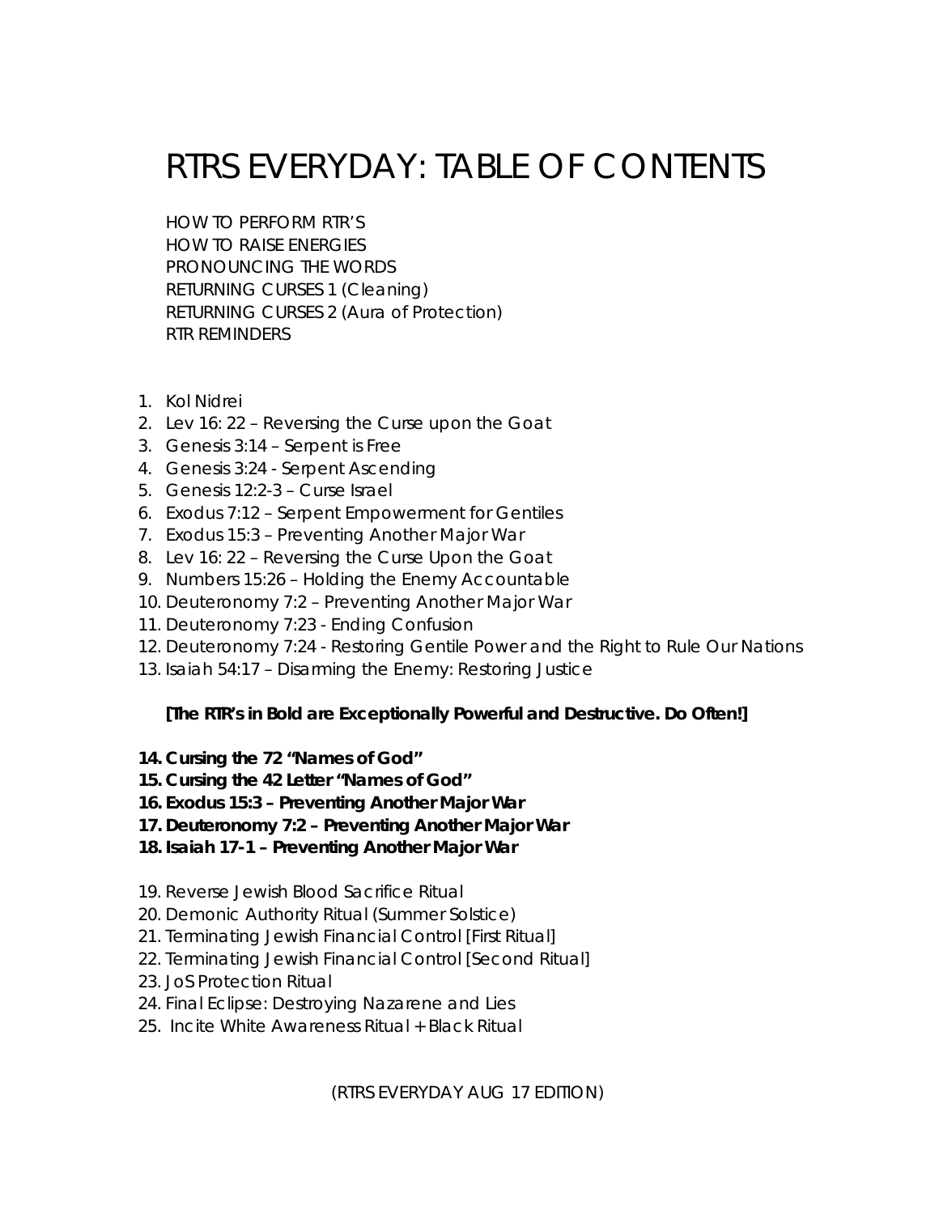# RTRS EVERYDAY: TABLE OF CONTENTS

HOW TO PERFORM RTR'S
HOW TO RAISE ENERGIES
PRONOUNCING THE WORDS
RETURNING CURSES 1 (Cleaning)
RETURNING CURSES 2 (Aura of Protection)
RTR REMINDERS

1. Kol Nidrei
2. Lev 16: 22 – Reversing the Curse upon the Goat
3. Genesis 3:14 – Serpent is Free
4. Genesis 3:24 - Serpent Ascending
5. Genesis 12:2-3 – Curse Israel
6. Exodus 7:12 – Serpent Empowerment for Gentiles
7. Exodus 15:3 – Preventing Another Major War
8. Lev 16: 22 – Reversing the Curse Upon the Goat
9. Numbers 15:26 – Holding the Enemy Accountable
10. Deuteronomy 7:2 – Preventing Another Major War
11. Deuteronomy 7:23 - Ending Confusion
12. Deuteronomy 7:24 - Restoring Gentile Power and the Right to Rule Our Nations
13. Isaiah 54:17 – Disarming the Enemy: Restoring Justice

**[The RTR's in Bold are Exceptionally Powerful and Destructive. Do Often!]**

14. **Cursing the 72 "Names of God"**
15. **Cursing the 42 Letter "Names of God"**
16. **Exodus 15:3 – Preventing Another Major War**
17. **Deuteronomy 7:2 – Preventing Another Major War**
18. **Isaiah 17-1 – Preventing Another Major War**

19. Reverse Jewish Blood Sacrifice Ritual
20. Demonic Authority Ritual (Summer Solstice)
21. Terminating Jewish Financial Control [First Ritual]
22. Terminating Jewish Financial Control [Second Ritual]
23. JoS Protection Ritual
24. Final Eclipse: Destroying Nazarene and Lies
25. Incite White Awareness Ritual + Black Ritual

(RTRS EVERYDAY AUG 17 EDITION)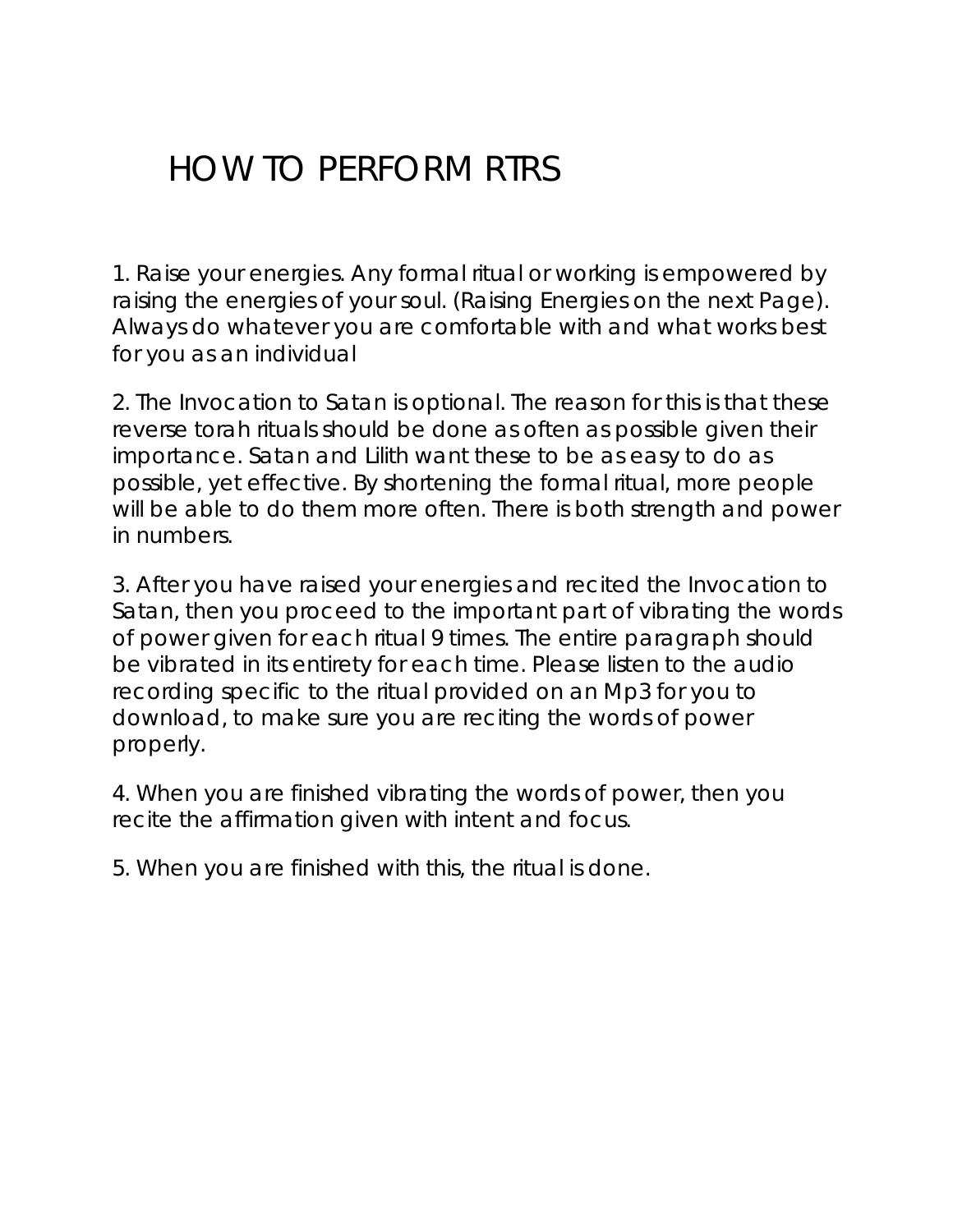# HOW TO PERFORM RTRS

1. Raise your energies. Any formal ritual or working is empowered by raising the energies of your soul. (Raising Energies on the next Page). Always do whatever you are comfortable with and what works best for you as an individual

2. The Invocation to Satan is optional. The reason for this is that these reverse torah rituals should be done as often as possible given their importance. Satan and Lilith want these to be as easy to do as possible, yet effective. By shortening the formal ritual, more people will be able to do them more often. There is both strength and power in numbers.

3. After you have raised your energies and recited the Invocation to Satan, then you proceed to the important part of vibrating the words of power given for each ritual 9 times. The entire paragraph should be vibrated in its entirety for each time. Please listen to the audio recording specific to the ritual provided on an Mp3 for you to download, to make sure you are reciting the words of power properly.

4. When you are finished vibrating the words of power, then you recite the affirmation given with intent and focus.

5. When you are finished with this, the ritual is done.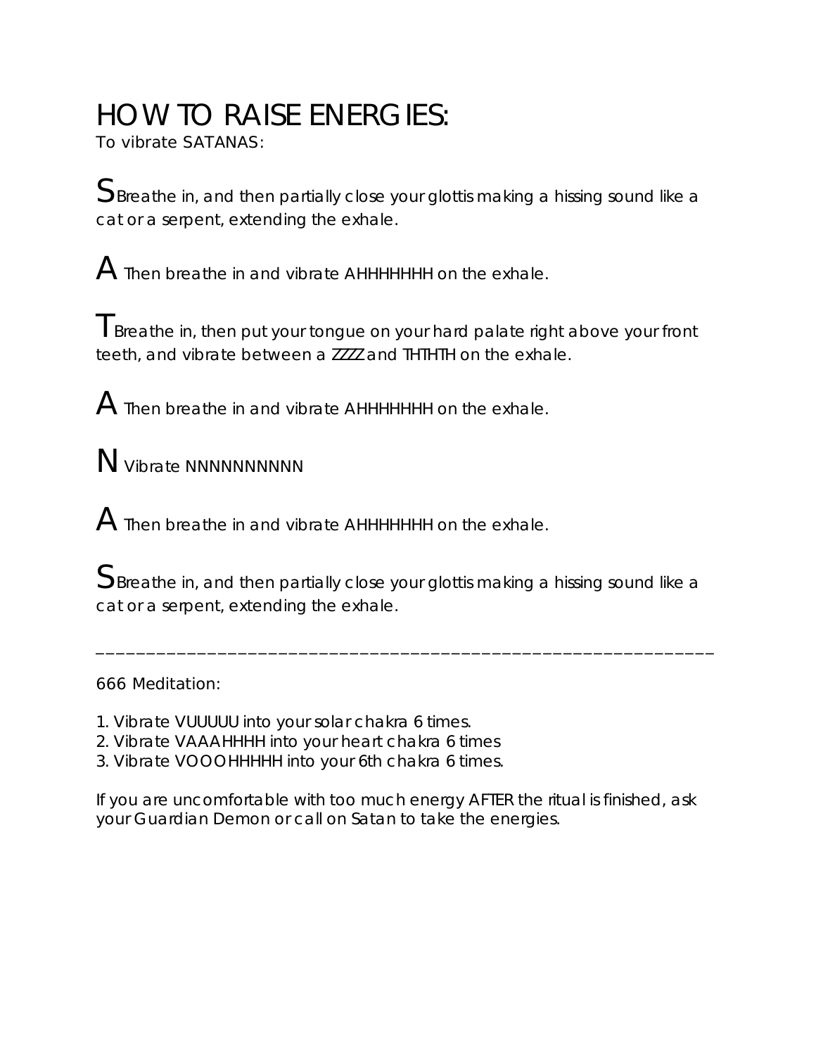# HOW TO RAISE ENERGIES:

To vibrate SATANAS:

**S** Breathe in, and then partially close your glottis making a hissing sound like a cat or a serpent, extending the exhale.

**A** Then breathe in and vibrate AHHHHHHH on the exhale.

**T** Breathe in, then put your tongue on your hard palate right above your front teeth, and vibrate between a ZZZZ and THTHTH on the exhale.

**A** Then breathe in and vibrate AHHHHHHH on the exhale.

**N** Vibrate NNNNNNNNNN

**A** Then breathe in and vibrate AHHHHHHH on the exhale.

**S** Breathe in, and then partially close your glottis making a hissing sound like a cat or a serpent, extending the exhale.

---

666 Meditation:

1. Vibrate VUUUUU into your solar chakra 6 times.
2. Vibrate VAAAHHHH into your heart chakra 6 times
3. Vibrate VOOOHHHHH into your 6th chakra 6 times.

If you are uncomfortable with too much energy AFTER the ritual is finished, ask your Guardian Demon or call on Satan to take the energies.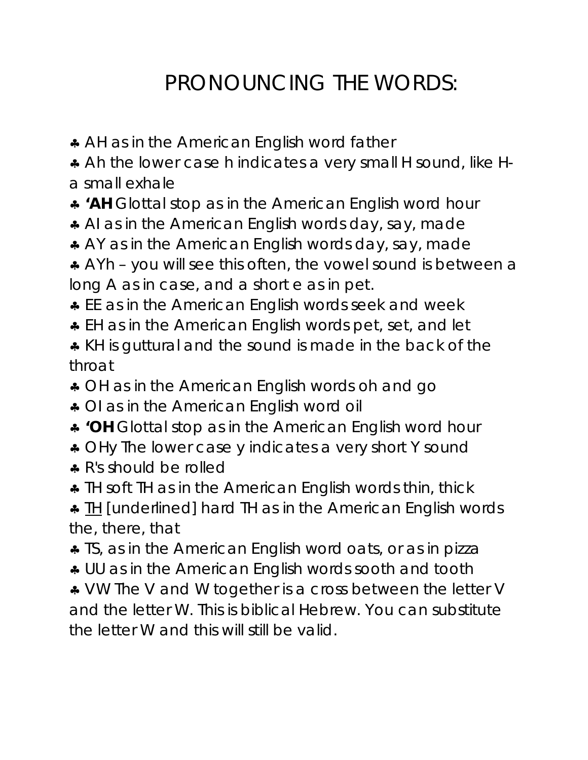# PRONOUNCING THE WORDS:

- AH as in the American English word father
- Ah the lower case h indicates a very small H sound, like H-a small exhale
- **'AH** Glottal stop as in the American English word hour
- AI as in the American English words day, say, made
- AY as in the American English words day, say, made
- AYh – you will see this often, the vowel sound is between a long A as in case, and a short e as in pet.
- EE as in the American English words seek and week
- EH as in the American English words pet, set, and let
- KH is guttural and the sound is made in the back of the throat
- OH as in the American English words oh and go
- OI as in the American English word oil
- **'OH** Glottal stop as in the American English word hour
- OHy The lower case y indicates a very short Y sound
- R's should be rolled
- TH soft TH as in the American English words thin, thick
- <u>TH</u> [underlined] hard TH as in the American English words the, there, that
- TS, as in the American English word oats, or as in pizza
- UU as in the American English words sooth and tooth
- VW The V and W together is a cross between the letter V and the letter W. This is biblical Hebrew. You can substitute the letter W and this will still be valid.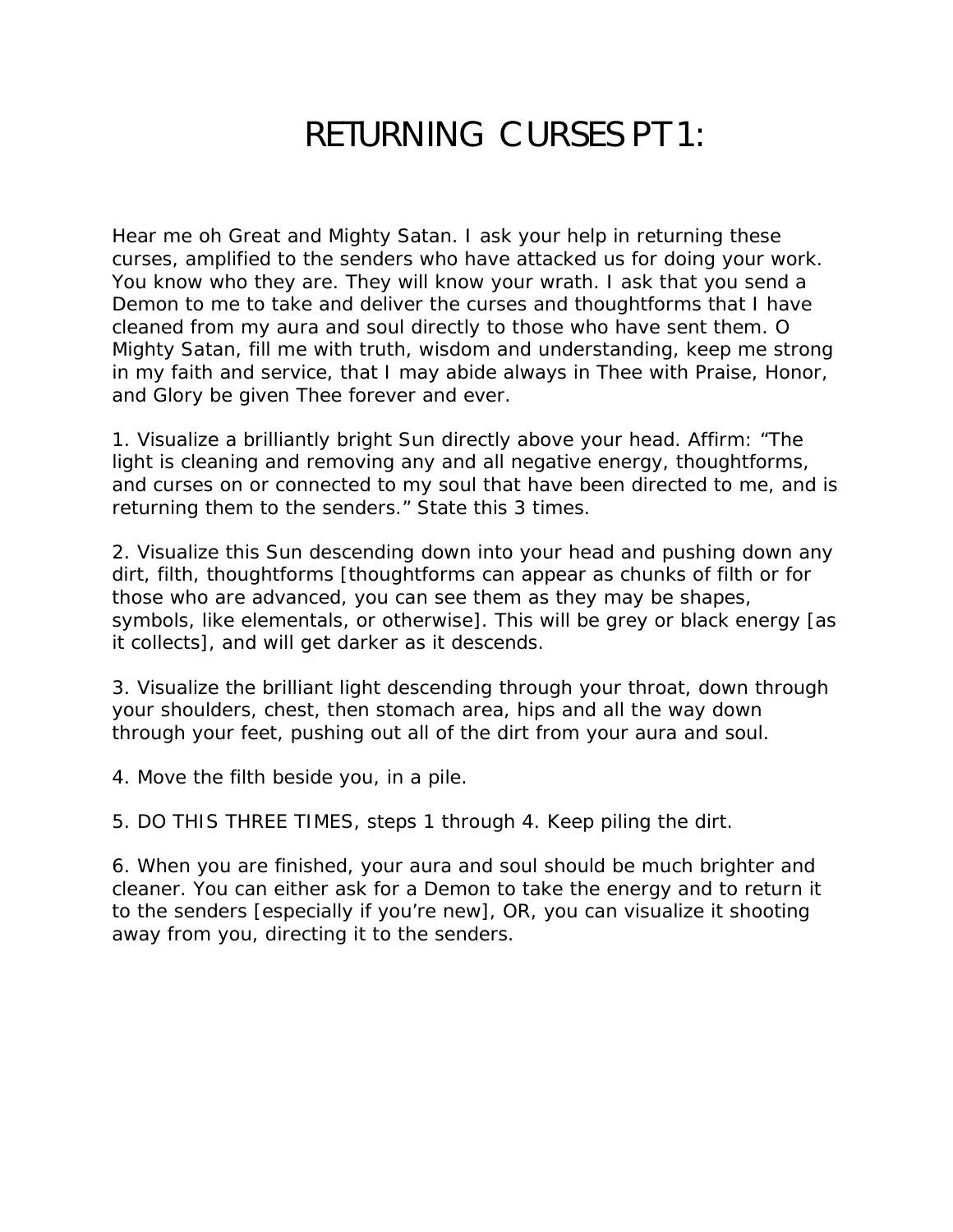# RETURNING CURSES PT 1:

Hear me oh Great and Mighty Satan. I ask your help in returning these curses, amplified to the senders who have attacked us for doing your work. You know who they are. They will know your wrath. I ask that you send a Demon to me to take and deliver the curses and thoughtforms that I have cleaned from my aura and soul directly to those who have sent them. O Mighty Satan, fill me with truth, wisdom and understanding, keep me strong in my faith and service, that I may abide always in Thee with Praise, Honor, and Glory be given Thee forever and ever.

1. Visualize a brilliantly bright Sun directly above your head. Affirm: "The light is cleaning and removing any and all negative energy, thoughtforms, and curses on or connected to my soul that have been directed to me, and is returning them to the senders." State this 3 times.

2. Visualize this Sun descending down into your head and pushing down any dirt, filth, thoughtforms [thoughtforms can appear as chunks of filth or for those who are advanced, you can see them as they may be shapes, symbols, like elementals, or otherwise]. This will be grey or black energy [as it collects], and will get darker as it descends.

3. Visualize the brilliant light descending through your throat, down through your shoulders, chest, then stomach area, hips and all the way down through your feet, pushing out all of the dirt from your aura and soul.

4. Move the filth beside you, in a pile.

5. DO THIS THREE TIMES, steps 1 through 4. Keep piling the dirt.

6. When you are finished, your aura and soul should be much brighter and cleaner. You can either ask for a Demon to take the energy and to return it to the senders [especially if you're new], OR, you can visualize it shooting away from you, directing it to the senders.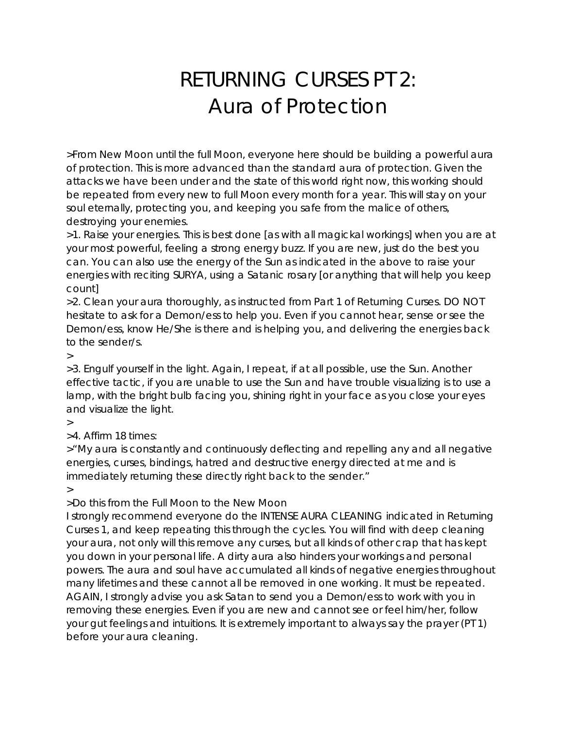# RETURNING CURSES PT 2:
# Aura of Protection

>From New Moon until the full Moon, everyone here should be building a powerful aura of protection. This is more advanced than the standard aura of protection. Given the attacks we have been under and the state of this world right now, this working should be repeated from every new to full Moon every month for a year. This will stay on your soul eternally, protecting you, and keeping you safe from the malice of others, destroying your enemies.

>1. Raise your energies. This is best done [as with all magickal workings] when you are at your most powerful, feeling a strong energy buzz. If you are new, just do the best you can. You can also use the energy of the Sun as indicated in the above to raise your energies with reciting SURYA, using a Satanic rosary [or anything that will help you keep count]

>2. Clean your aura thoroughly, as instructed from Part 1 of Returning Curses. DO NOT hesitate to ask for a Demon/ess to help you. Even if you cannot hear, sense or see the Demon/ess, know He/She is there and is helping you, and delivering the energies back to the sender/s.

>

>3. Engulf yourself in the light. Again, I repeat, if at all possible, use the Sun. Another effective tactic, if you are unable to use the Sun and have trouble visualizing is to use a lamp, with the bright bulb facing you, shining right in your face as you close your eyes and visualize the light.

>

>4. Affirm 18 times:

>"My aura is constantly and continuously deflecting and repelling any and all negative energies, curses, bindings, hatred and destructive energy directed at me and is immediately returning these directly right back to the sender."

>

>Do this from the Full Moon to the New Moon

I strongly recommend everyone do the INTENSE AURA CLEANING indicated in Returning Curses 1, and keep repeating this through the cycles. You will find with deep cleaning your aura, not only will this remove any curses, but all kinds of other crap that has kept you down in your personal life. A dirty aura also hinders your workings and personal powers. The aura and soul have accumulated all kinds of negative energies throughout many lifetimes and these cannot all be removed in one working. It must be repeated. AGAIN, I strongly advise you ask Satan to send you a Demon/ess to work with you in removing these energies. Even if you are new and cannot see or feel him/her, follow your gut feelings and intuitions. It is extremely important to always say the prayer (PT 1) before your aura cleaning.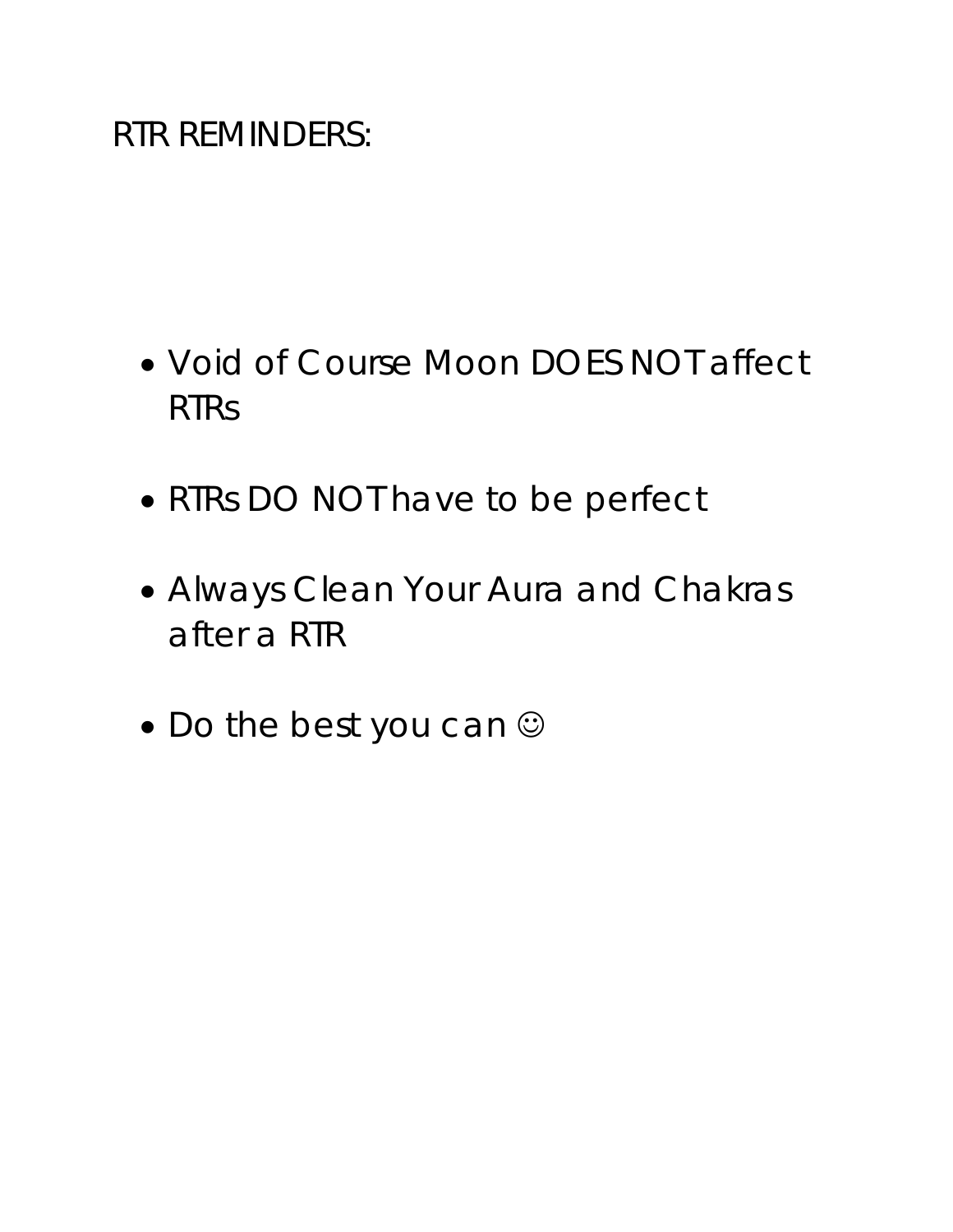RTR REMINDERS:

- Void of Course Moon DOES NOT affect RTRs
- RTRs DO NOT have to be perfect
- Always Clean Your Aura and Chakras after a RTR
- Do the best you can ☺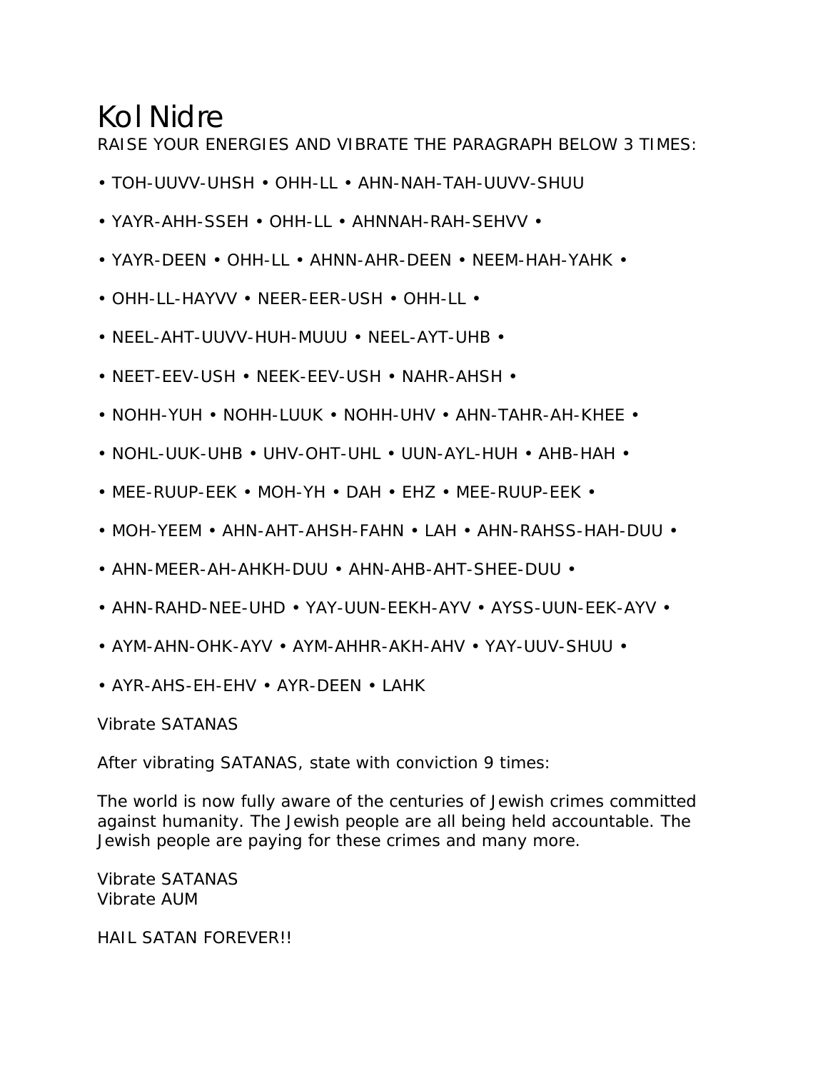# Kol Nidre

RAISE YOUR ENERGIES AND VIBRATE THE PARAGRAPH BELOW 3 TIMES:

• TOH-UUVV-UHSH • OHH-LL • AHN-NAH-TAH-UUVV-SHUU

• YAYR-AHH-SSEH • OHH-LL • AHNNAH-RAH-SEHVV •

• YAYR-DEEN • OHH-LL • AHNN-AHR-DEEN • NEEM-HAH-YAHK •

• OHH-LL-HAYVV • NEER-EER-USH • OHH-LL •

• NEEL-AHT-UUVV-HUH-MUUU • NEEL-AYT-UHB •

• NEET-EEV-USH • NEEK-EEV-USH • NAHR-AHSH •

• NOHH-YUH • NOHH-LUUK • NOHH-UHV • AHN-TAHR-AH-KHEE •

• NOHL-UUK-UHB • UHV-OHT-UHL • UUN-AYL-HUH • AHB-HAH •

• MEE-RUUP-EEK • MOH-YH • DAH • EHZ • MEE-RUUP-EEK •

• MOH-YEEM • AHN-AHT-AHSH-FAHN • LAH • AHN-RAHSS-HAH-DUU •

• AHN-MEER-AH-AHKH-DUU • AHN-AHB-AHT-SHEE-DUU •

• AHN-RAHD-NEE-UHD • YAY-UUN-EEKH-AYV • AYSS-UUN-EEK-AYV •

• AYM-AHN-OHK-AYV • AYM-AHHR-AKH-AHV • YAY-UUV-SHUU •

• AYR-AHS-EH-EHV • AYR-DEEN • LAHK

Vibrate SATANAS

After vibrating SATANAS, state with conviction 9 times:

The world is now fully aware of the centuries of Jewish crimes committed against humanity. The Jewish people are all being held accountable. The Jewish people are paying for these crimes and many more.

Vibrate SATANAS
Vibrate AUM

HAIL SATAN FOREVER!!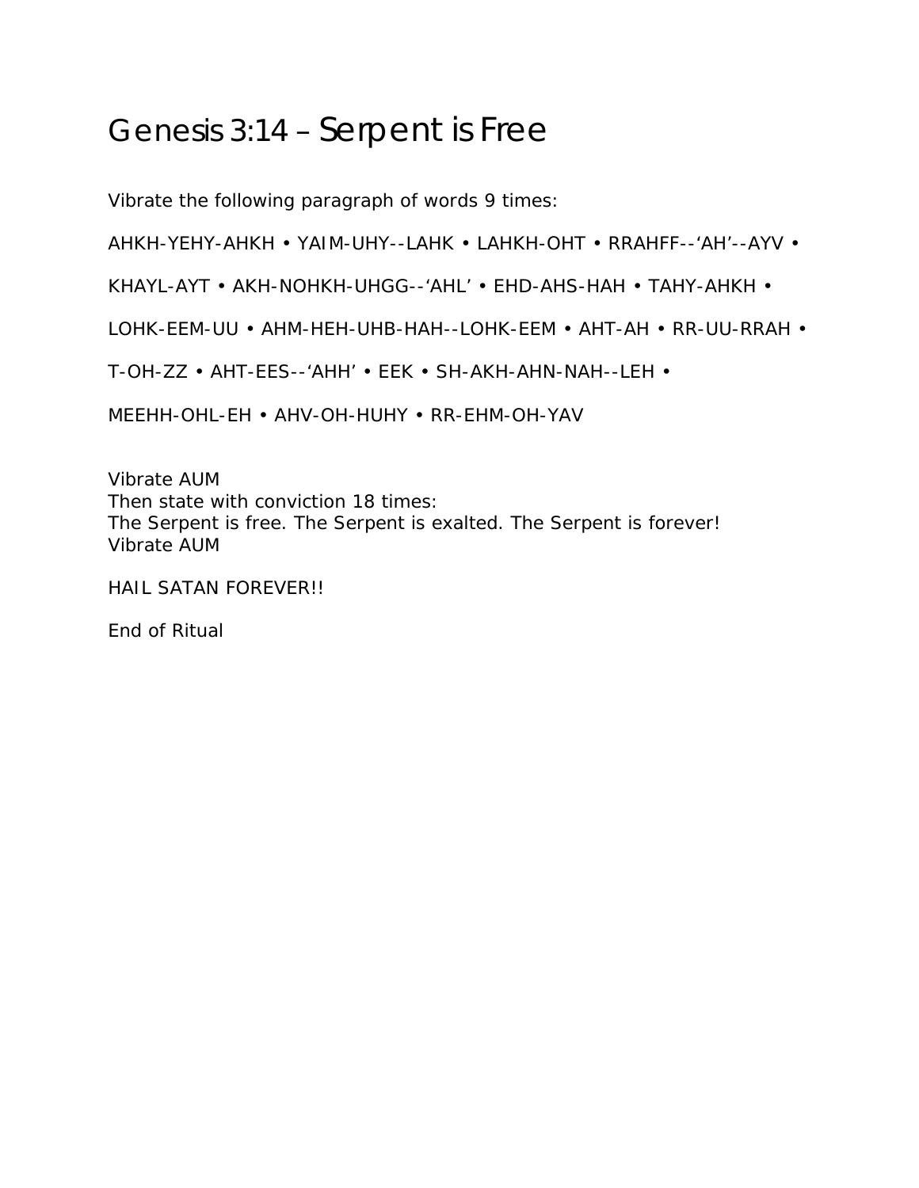# Genesis 3:14 – Serpent is Free

Vibrate the following paragraph of words 9 times:

AHKH-YEHY-AHKH • YAIM-UHY--LAHK • LAHKH-OHT • RRAHFF--'AH'--AYV •

KHAYL-AYT • AKH-NOHKH-UHGG--'AHL' • EHD-AHS-HAH • TAHY-AHKH •

LOHK-EEM-UU • AHM-HEH-UHB-HAH--LOHK-EEM • AHT-AH • RR-UU-RRAH •

T-OH-ZZ • AHT-EES--'AHH' • EEK • SH-AKH-AHN-NAH--LEH •

MEEHH-OHL-EH • AHV-OH-HUHY • RR-EHM-OH-YAV

Vibrate AUM
Then state with conviction 18 times:
The Serpent is free. The Serpent is exalted. The Serpent is forever!
Vibrate AUM

HAIL SATAN FOREVER!!

End of Ritual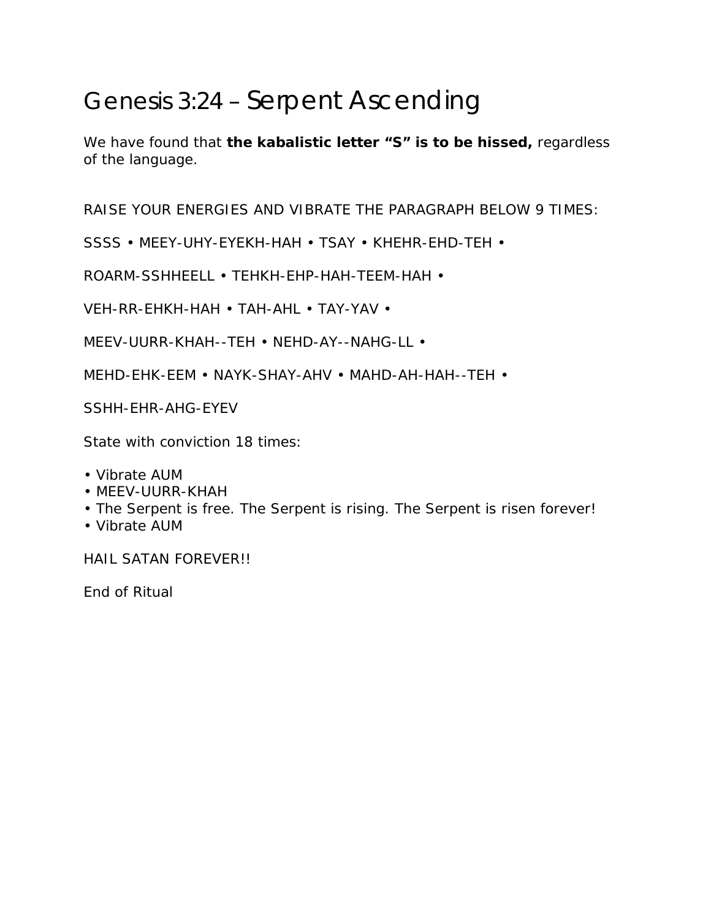# Genesis 3:24 – Serpent Ascending

We have found that **the kabalistic letter "S" is to be hissed,** regardless of the language.

RAISE YOUR ENERGIES AND VIBRATE THE PARAGRAPH BELOW 9 TIMES:

SSSS • MEEY-UHY-EYEKH-HAH • TSAY • KHEHR-EHD-TEH •

ROARM-SSHHEELL • TEHKH-EHP-HAH-TEEM-HAH •

VEH-RR-EHKH-HAH • TAH-AHL • TAY-YAV •

MEEV-UURR-KHAH--TEH • NEHD-AY--NAHG-LL •

MEHD-EHK-EEM • NAYK-SHAY-AHV • MAHD-AH-HAH--TEH •

SSHH-EHR-AHG-EYEV

State with conviction 18 times:

- Vibrate AUM
- MEEV-UURR-KHAH
- The Serpent is free. The Serpent is rising. The Serpent is risen forever!
- Vibrate AUM

HAIL SATAN FOREVER!!

End of Ritual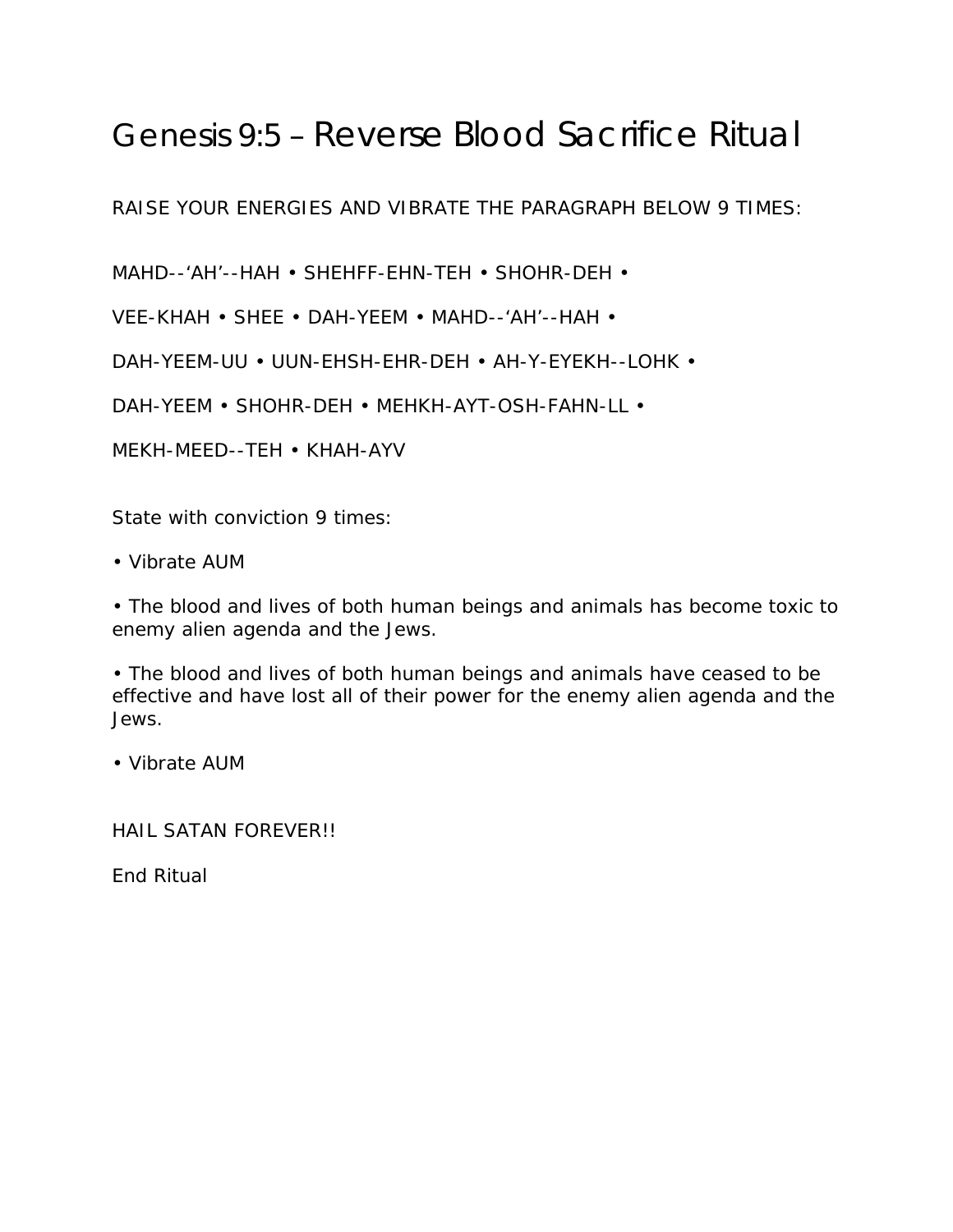# Genesis 9:5 – Reverse Blood Sacrifice Ritual

RAISE YOUR ENERGIES AND VIBRATE THE PARAGRAPH BELOW 9 TIMES:

MAHD--'AH'--HAH • SHEHFF-EHN-TEH • SHOHR-DEH •

VEE-KHAH • SHEE • DAH-YEEM • MAHD--'AH'--HAH •

DAH-YEEM-UU • UUN-EHSH-EHR-DEH • AH-Y-EYEKH--LOHK •

DAH-YEEM • SHOHR-DEH • MEHKH-AYT-OSH-FAHN-LL •

MEKH-MEED--TEH • KHAH-AYV

State with conviction 9 times:

• Vibrate AUM

• The blood and lives of both human beings and animals has become toxic to enemy alien agenda and the Jews.

• The blood and lives of both human beings and animals have ceased to be effective and have lost all of their power for the enemy alien agenda and the Jews.

• Vibrate AUM

HAIL SATAN FOREVER!!

End Ritual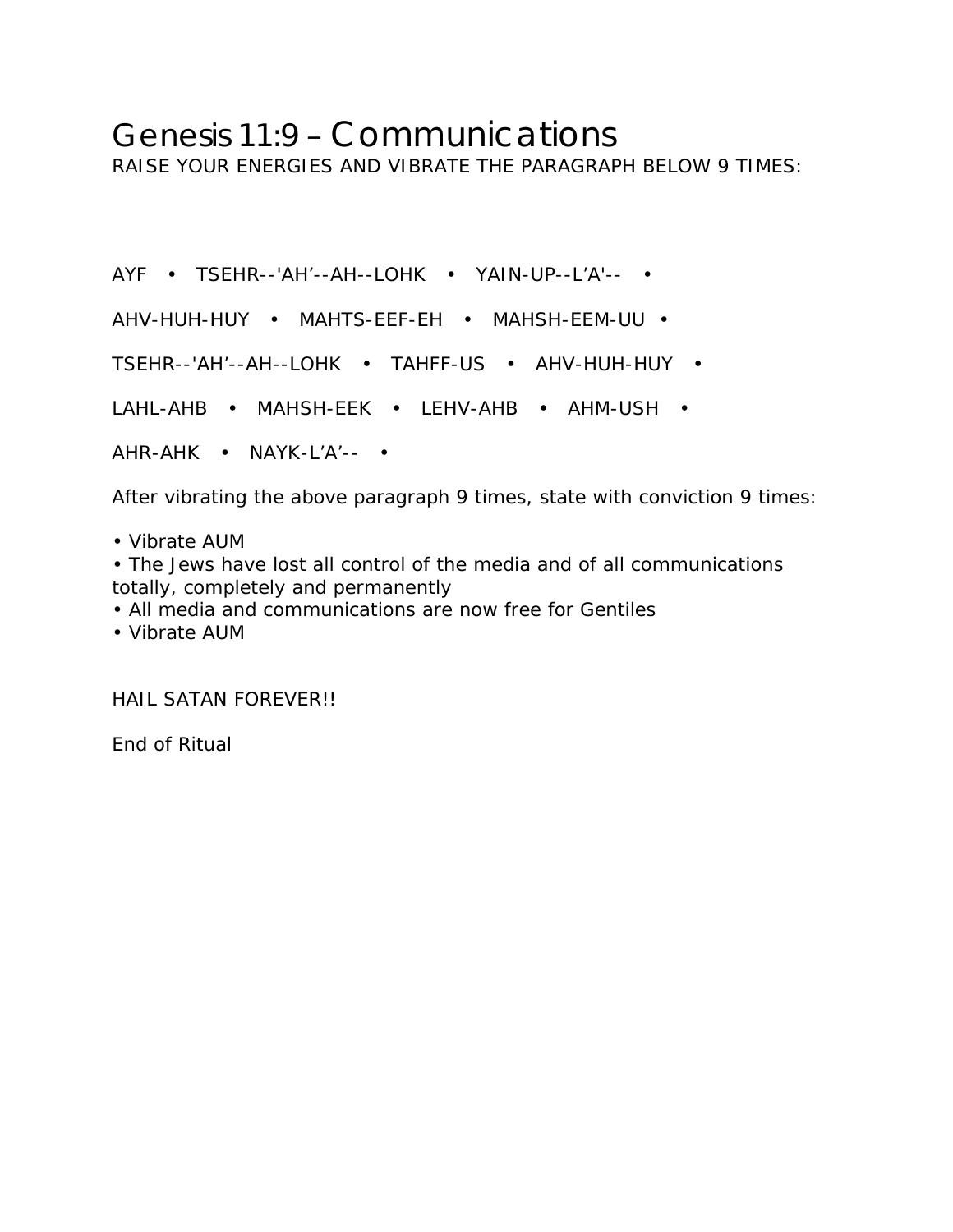# Genesis 11:9 – Communications

RAISE YOUR ENERGIES AND VIBRATE THE PARAGRAPH BELOW 9 TIMES:

AYF • TSEHR--'AH'--AH--LOHK • YAIN-UP--L'A'-- •

AHV-HUH-HUY • MAHTS-EEF-EH • MAHSH-EEM-UU •

TSEHR--'AH'--AH--LOHK • TAHFF-US • AHV-HUH-HUY •

LAHL-AHB • MAHSH-EEK • LEHV-AHB • AHM-USH •

AHR-AHK • NAYK-L'A'-- •

After vibrating the above paragraph 9 times, state with conviction 9 times:

- Vibrate AUM
- The Jews have lost all control of the media and of all communications totally, completely and permanently
- All media and communications are now free for Gentiles
- Vibrate AUM

HAIL SATAN FOREVER!!

End of Ritual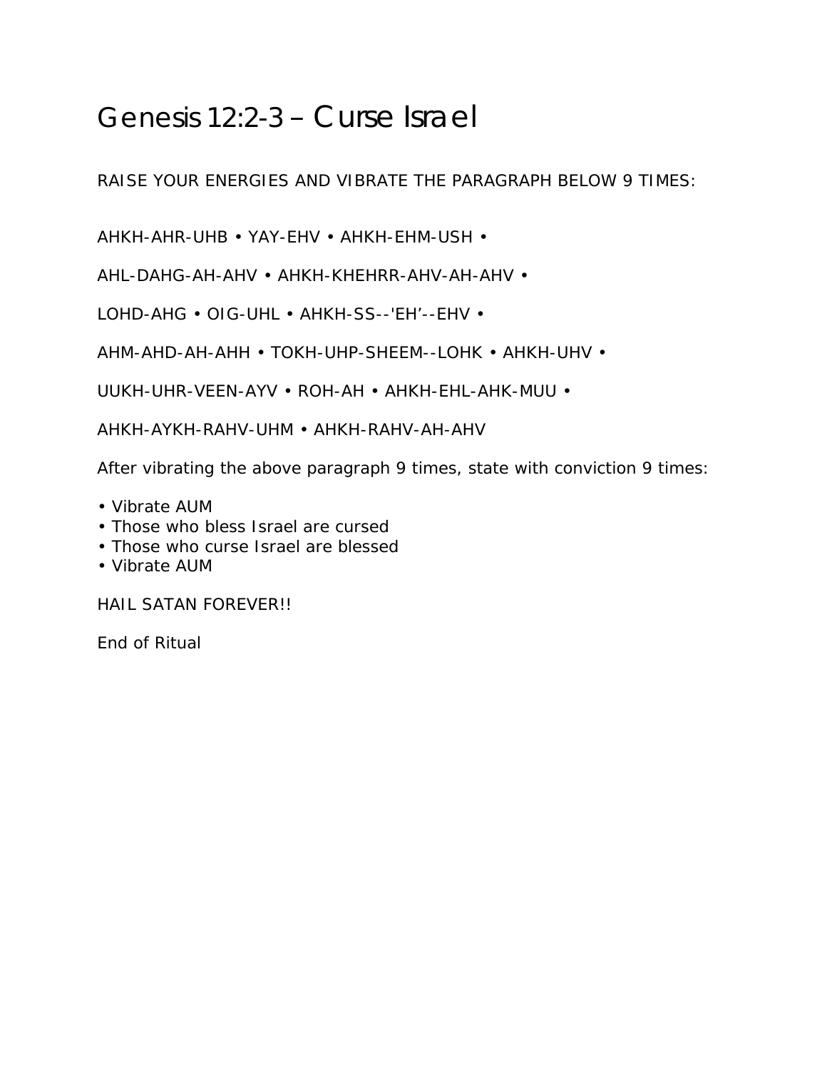# Genesis 12:2-3 – Curse Israel

RAISE YOUR ENERGIES AND VIBRATE THE PARAGRAPH BELOW 9 TIMES:

AHKH-AHR-UHB • YAY-EHV • AHKH-EHM-USH •

AHL-DAHG-AH-AHV • AHKH-KHEHRR-AHV-AH-AHV •

LOHD-AHG • OIG-UHL • AHKH-SS--'EH'--EHV •

AHM-AHD-AH-AHH • TOKH-UHP-SHEEM--LOHK • AHKH-UHV •

UUKH-UHR-VEEN-AYV • ROH-AH • AHKH-EHL-AHK-MUU •

AHKH-AYKH-RAHV-UHM • AHKH-RAHV-AH-AHV

After vibrating the above paragraph 9 times, state with conviction 9 times:

- Vibrate AUM
- Those who bless Israel are cursed
- Those who curse Israel are blessed
- Vibrate AUM

HAIL SATAN FOREVER!!

End of Ritual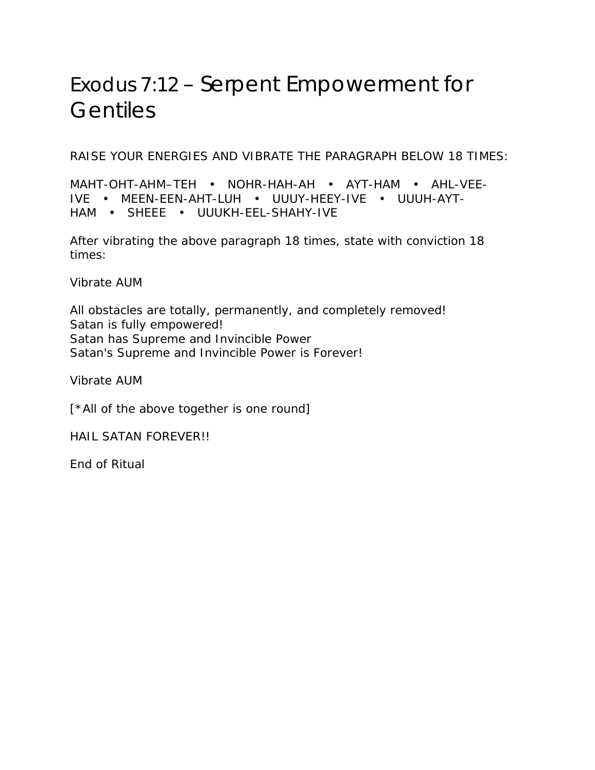# Exodus 7:12 – Serpent Empowerment for Gentiles

RAISE YOUR ENERGIES AND VIBRATE THE PARAGRAPH BELOW 18 TIMES:

MAHT-OHT-AHM–TEH • NOHR-HAH-AH • AYT-HAM • AHL-VEE-IVE • MEEN-EEN-AHT-LUH • UUUY-HEEY-IVE • UUUH-AYT-HAM • SHEEE • UUUKH-EEL-SHAHY-IVE

After vibrating the above paragraph 18 times, state with conviction 18 times:

Vibrate AUM

All obstacles are totally, permanently, and completely removed!
Satan is fully empowered!
Satan has Supreme and Invincible Power
Satan's Supreme and Invincible Power is Forever!

Vibrate AUM

[*All of the above together is one round]

HAIL SATAN FOREVER!!

End of Ritual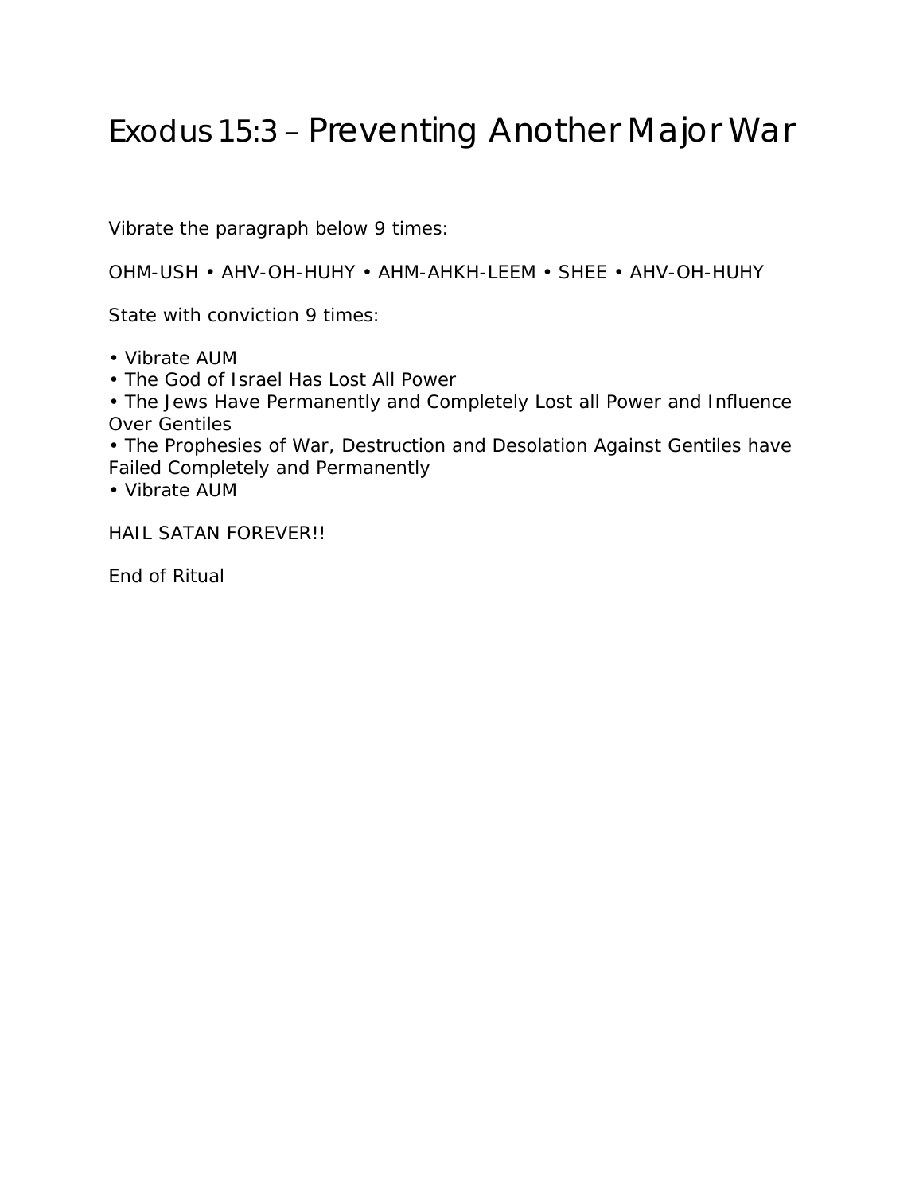# Exodus 15:3 – Preventing Another Major War

Vibrate the paragraph below 9 times:

OHM-USH • AHV-OH-HUHY • AHM-AHKH-LEEM • SHEE • AHV-OH-HUHY

State with conviction 9 times:

- Vibrate AUM
- The God of Israel Has Lost All Power
- The Jews Have Permanently and Completely Lost all Power and Influence Over Gentiles
- The Prophesies of War, Destruction and Desolation Against Gentiles have Failed Completely and Permanently
- Vibrate AUM

HAIL SATAN FOREVER!!

End of Ritual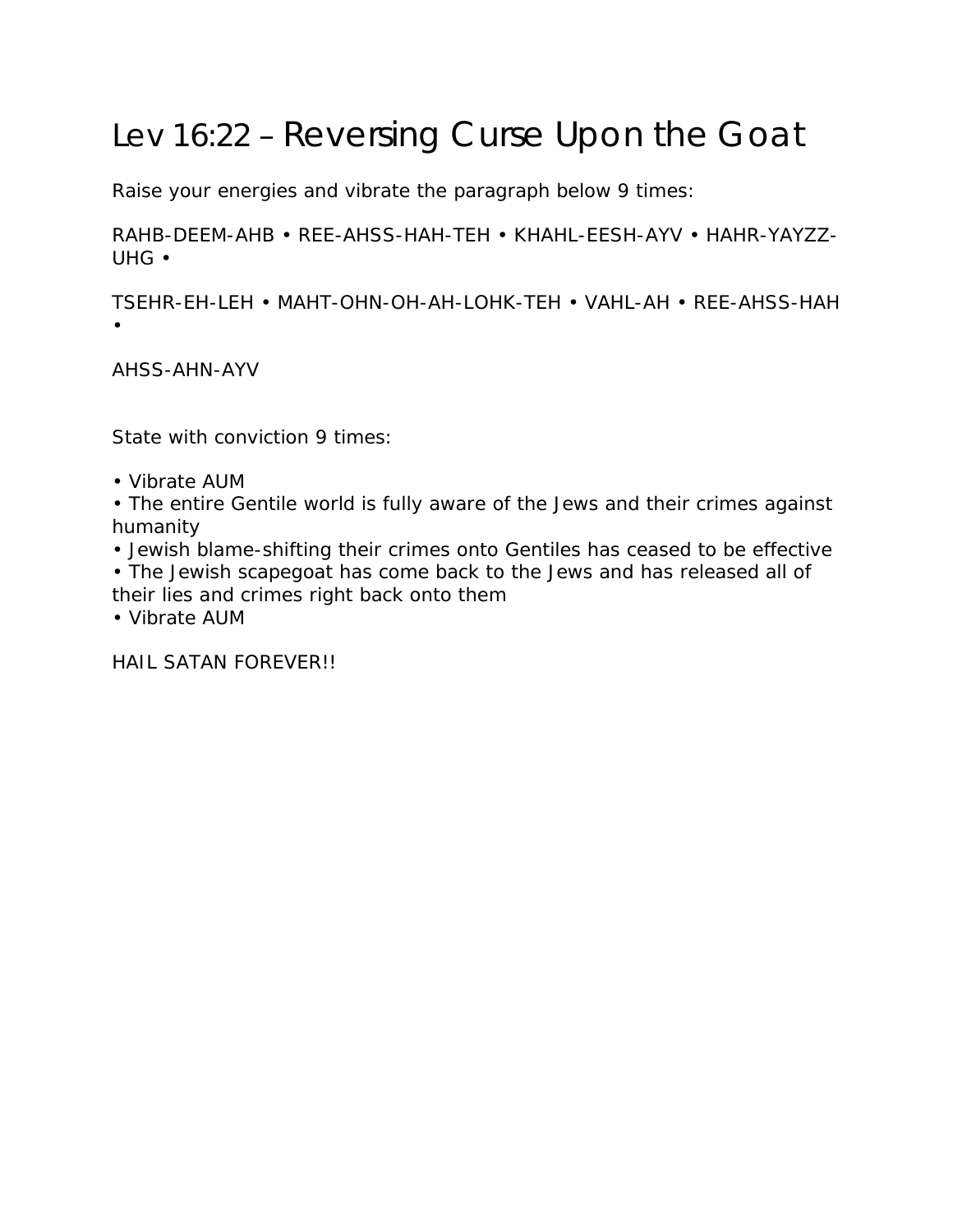# Lev 16:22 – Reversing Curse Upon the Goat

Raise your energies and vibrate the paragraph below 9 times:

RAHB-DEEM-AHB • REE-AHSS-HAH-TEH • KHAHL-EESH-AYV • HAHR-YAYZZ-UHG •

TSEHR-EH-LEH • MAHT-OHN-OH-AH-LOHK-TEH • VAHL-AH • REE-AHSS-HAH •

AHSS-AHN-AYV

State with conviction 9 times:

- Vibrate AUM
- The entire Gentile world is fully aware of the Jews and their crimes against humanity
- Jewish blame-shifting their crimes onto Gentiles has ceased to be effective
- The Jewish scapegoat has come back to the Jews and has released all of their lies and crimes right back onto them
- Vibrate AUM

HAIL SATAN FOREVER!!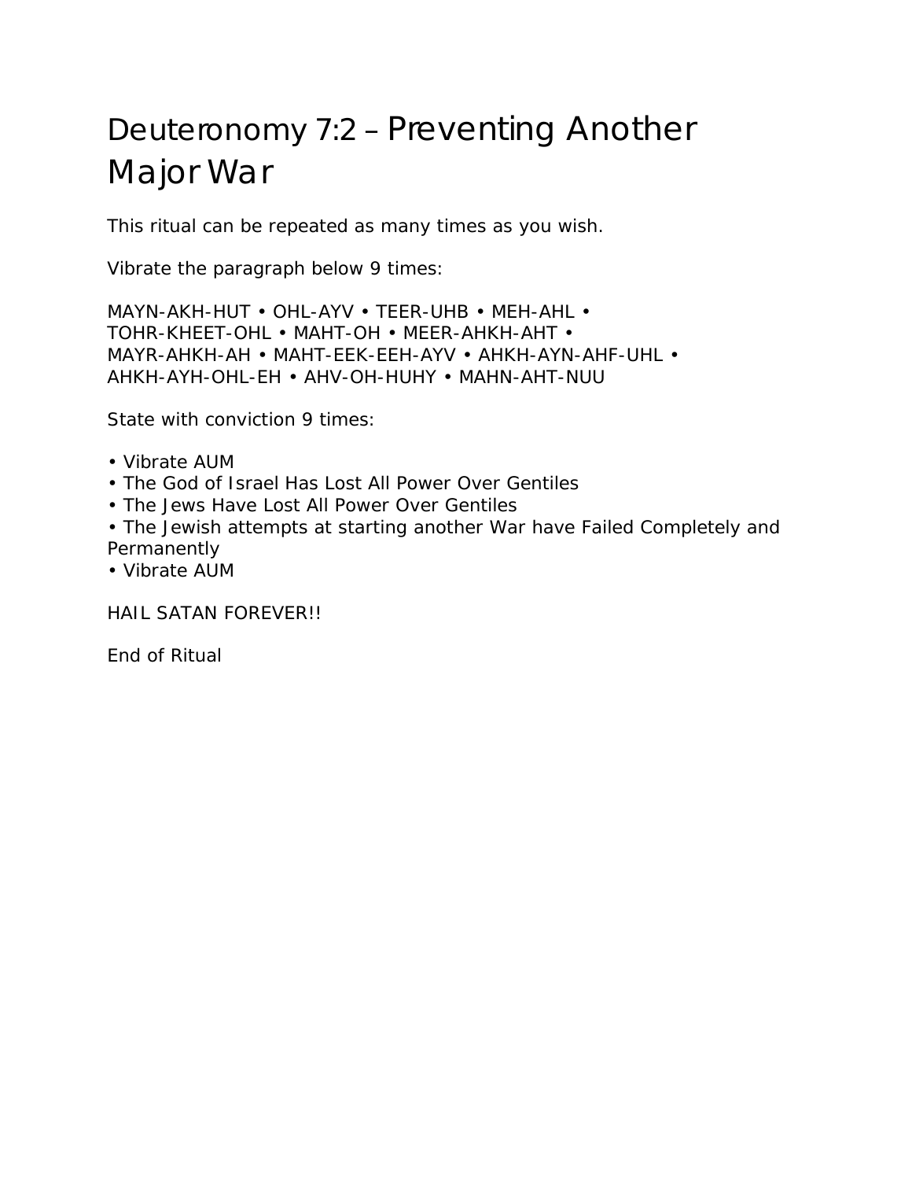# Deuteronomy 7:2 – Preventing Another Major War

This ritual can be repeated as many times as you wish.

Vibrate the paragraph below 9 times:

MAYN-AKH-HUT • OHL-AYV • TEER-UHB • MEH-AHL • TOHR-KHEET-OHL • MAHT-OH • MEER-AHKH-AHT • MAYR-AHKH-AH • MAHT-EEK-EEH-AYV • AHKH-AYN-AHF-UHL • AHKH-AYH-OHL-EH • AHV-OH-HUHY • MAHN-AHT-NUU

State with conviction 9 times:

- Vibrate AUM
- The God of Israel Has Lost All Power Over Gentiles
- The Jews Have Lost All Power Over Gentiles
- The Jewish attempts at starting another War have Failed Completely and Permanently
- Vibrate AUM

HAIL SATAN FOREVER!!

End of Ritual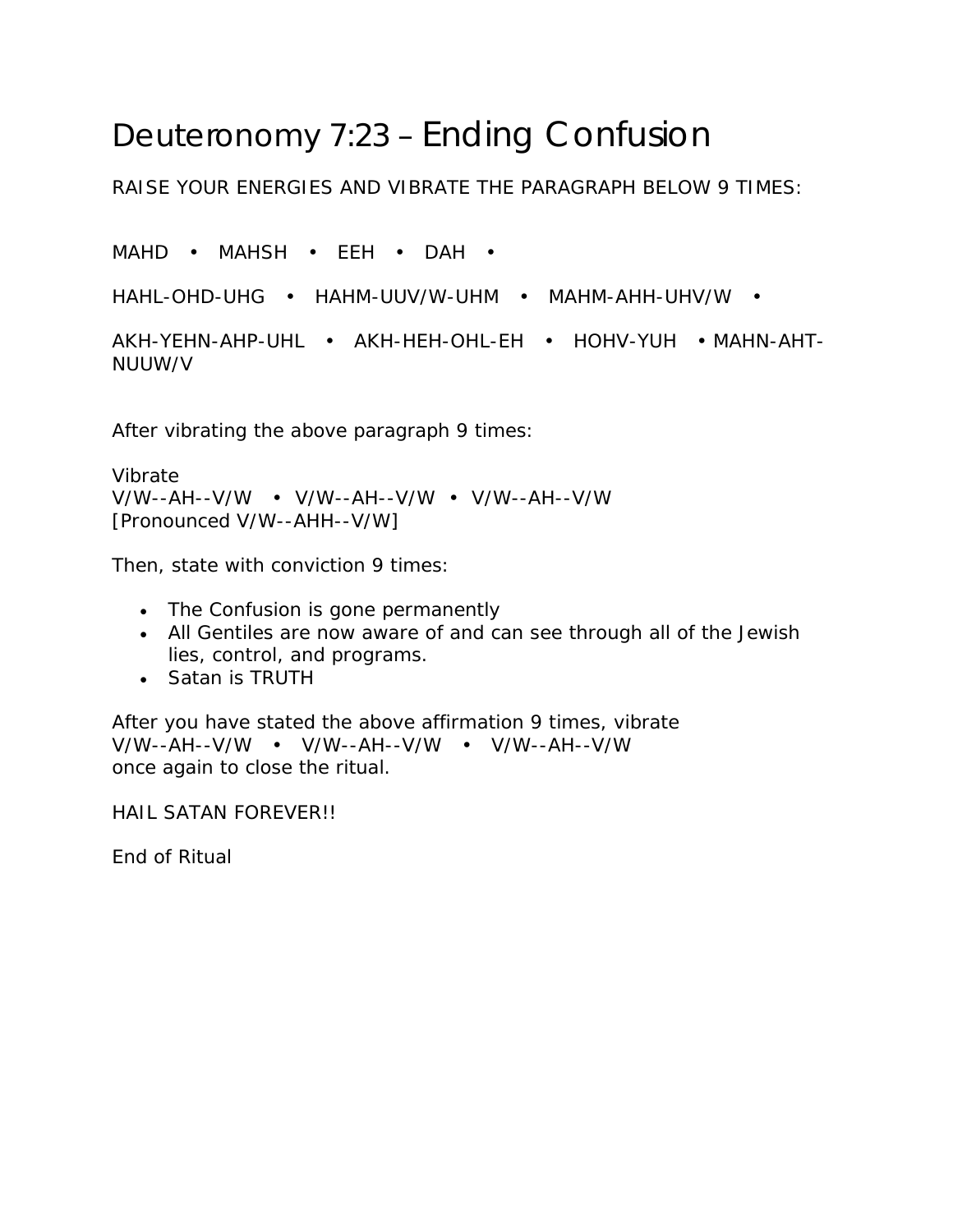# Deuteronomy 7:23 – Ending Confusion

RAISE YOUR ENERGIES AND VIBRATE THE PARAGRAPH BELOW 9 TIMES:

MAHD • MAHSH • EEH • DAH •

HAHL-OHD-UHG • HAHM-UUV/W-UHM • MAHM-AHH-UHV/W •

AKH-YEHN-AHP-UHL • AKH-HEH-OHL-EH • HOHV-YUH • MAHN-AHT-NUUW/V

After vibrating the above paragraph 9 times:

Vibrate
V/W--AH--V/W • V/W--AH--V/W • V/W--AH--V/W
[Pronounced V/W--AHH--V/W]

Then, state with conviction 9 times:

- The Confusion is gone permanently
- All Gentiles are now aware of and can see through all of the Jewish lies, control, and programs.
- Satan is TRUTH

After you have stated the above affirmation 9 times, vibrate
V/W--AH--V/W • V/W--AH--V/W • V/W--AH--V/W
once again to close the ritual.

HAIL SATAN FOREVER!!

End of Ritual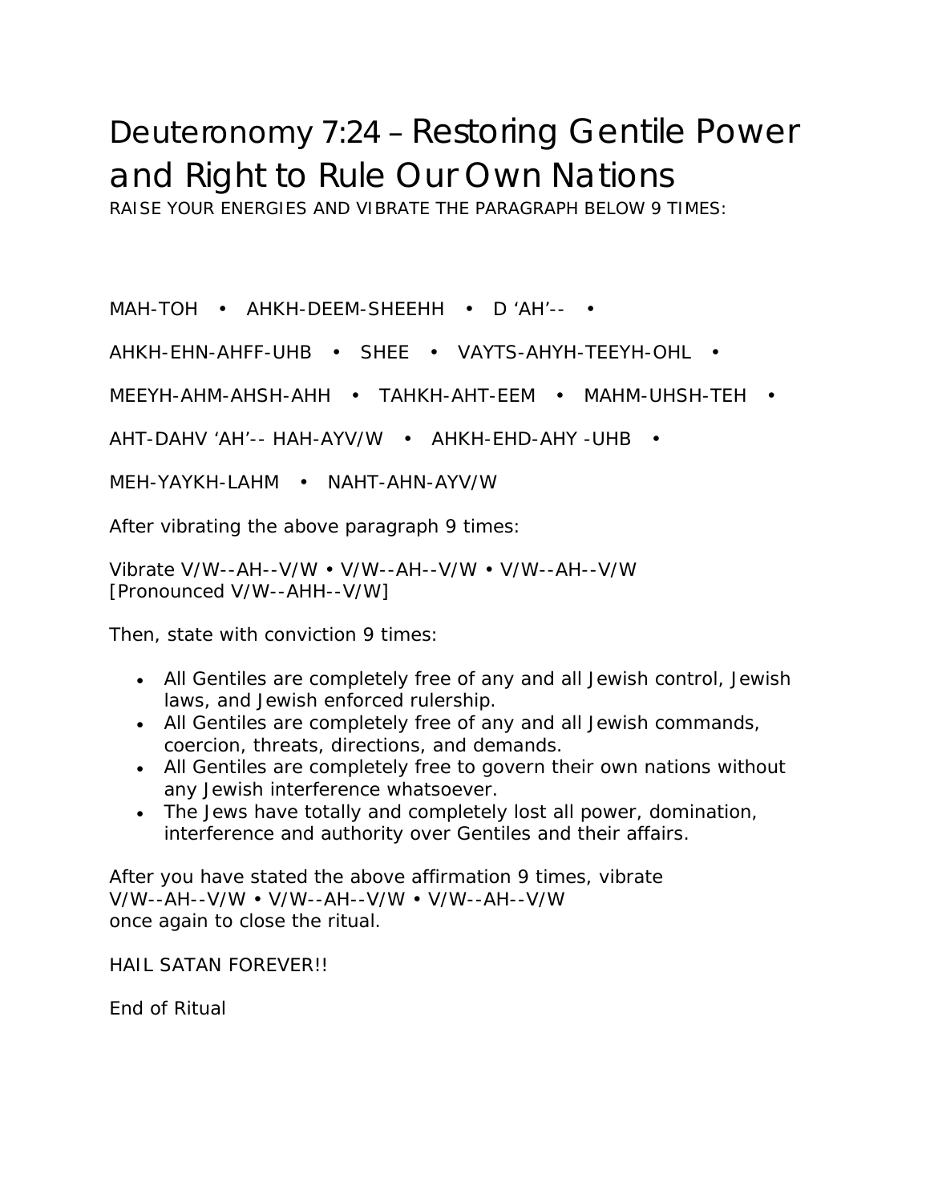# Deuteronomy 7:24 – Restoring Gentile Power and Right to Rule Our Own Nations

RAISE YOUR ENERGIES AND VIBRATE THE PARAGRAPH BELOW 9 TIMES:

MAH-TOH • AHKH-DEEM-SHEEHH • D 'AH'-- •

AHKH-EHN-AHFF-UHB • SHEE • VAYTS-AHYH-TEEYH-OHL •

MEEYH-AHM-AHSH-AHH • TAHKH-AHT-EEM • MAHM-UHSH-TEH •

AHT-DAHV 'AH'-- HAH-AYV/W • AHKH-EHD-AHY -UHB •

MEH-YAYKH-LAHM • NAHT-AHN-AYV/W

After vibrating the above paragraph 9 times:

Vibrate V/W--AH--V/W • V/W--AH--V/W • V/W--AH--V/W
[Pronounced V/W--AHH--V/W]

Then, state with conviction 9 times:

- All Gentiles are completely free of any and all Jewish control, Jewish laws, and Jewish enforced rulership.
- All Gentiles are completely free of any and all Jewish commands, coercion, threats, directions, and demands.
- All Gentiles are completely free to govern their own nations without any Jewish interference whatsoever.
- The Jews have totally and completely lost all power, domination, interference and authority over Gentiles and their affairs.

After you have stated the above affirmation 9 times, vibrate
V/W--AH--V/W • V/W--AH--V/W • V/W--AH--V/W
once again to close the ritual.

HAIL SATAN FOREVER!!

End of Ritual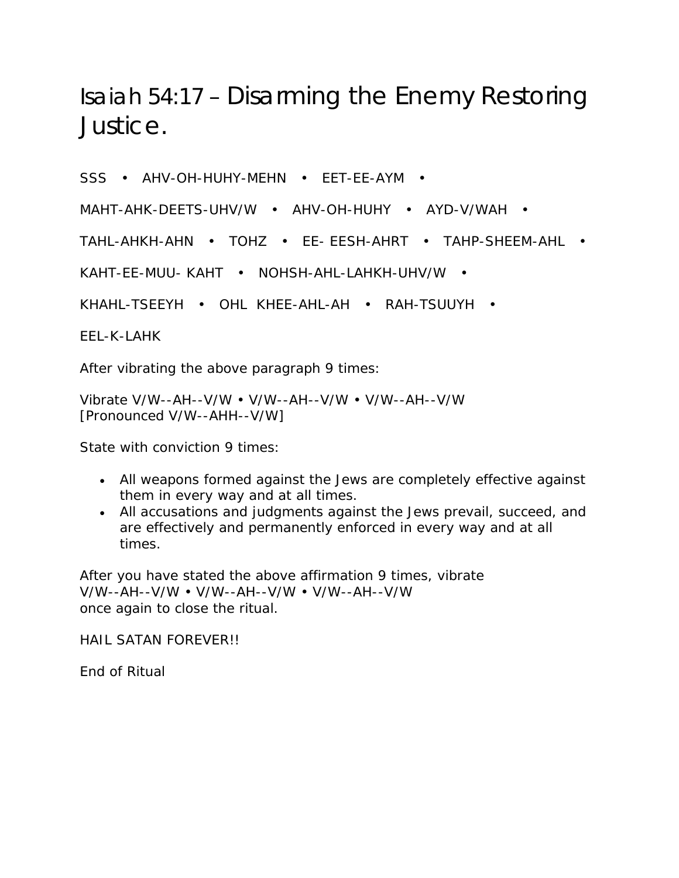# Isaiah 54:17 – Disarming the Enemy Restoring Justice.

SSS • AHV-OH-HUHY-MEHN • EET-EE-AYM •

MAHT-AHK-DEETS-UHV/W • AHV-OH-HUHY • AYD-V/WAH •

TAHL-AHKH-AHN • TOHZ • EE- EESH-AHRT • TAHP-SHEEM-AHL •

KAHT-EE-MUU- KAHT • NOHSH-AHL-LAHKH-UHV/W •

KHAHL-TSEEYH • OHL KHEE-AHL-AH • RAH-TSUUYH •

EEL-K-LAHK

After vibrating the above paragraph 9 times:

Vibrate V/W--AH--V/W • V/W--AH--V/W • V/W--AH--V/W
[Pronounced V/W--AHH--V/W]

State with conviction 9 times:

- All weapons formed against the Jews are completely effective against them in every way and at all times.
- All accusations and judgments against the Jews prevail, succeed, and are effectively and permanently enforced in every way and at all times.

After you have stated the above affirmation 9 times, vibrate
V/W--AH--V/W • V/W--AH--V/W • V/W--AH--V/W
once again to close the ritual.

HAIL SATAN FOREVER!!

End of Ritual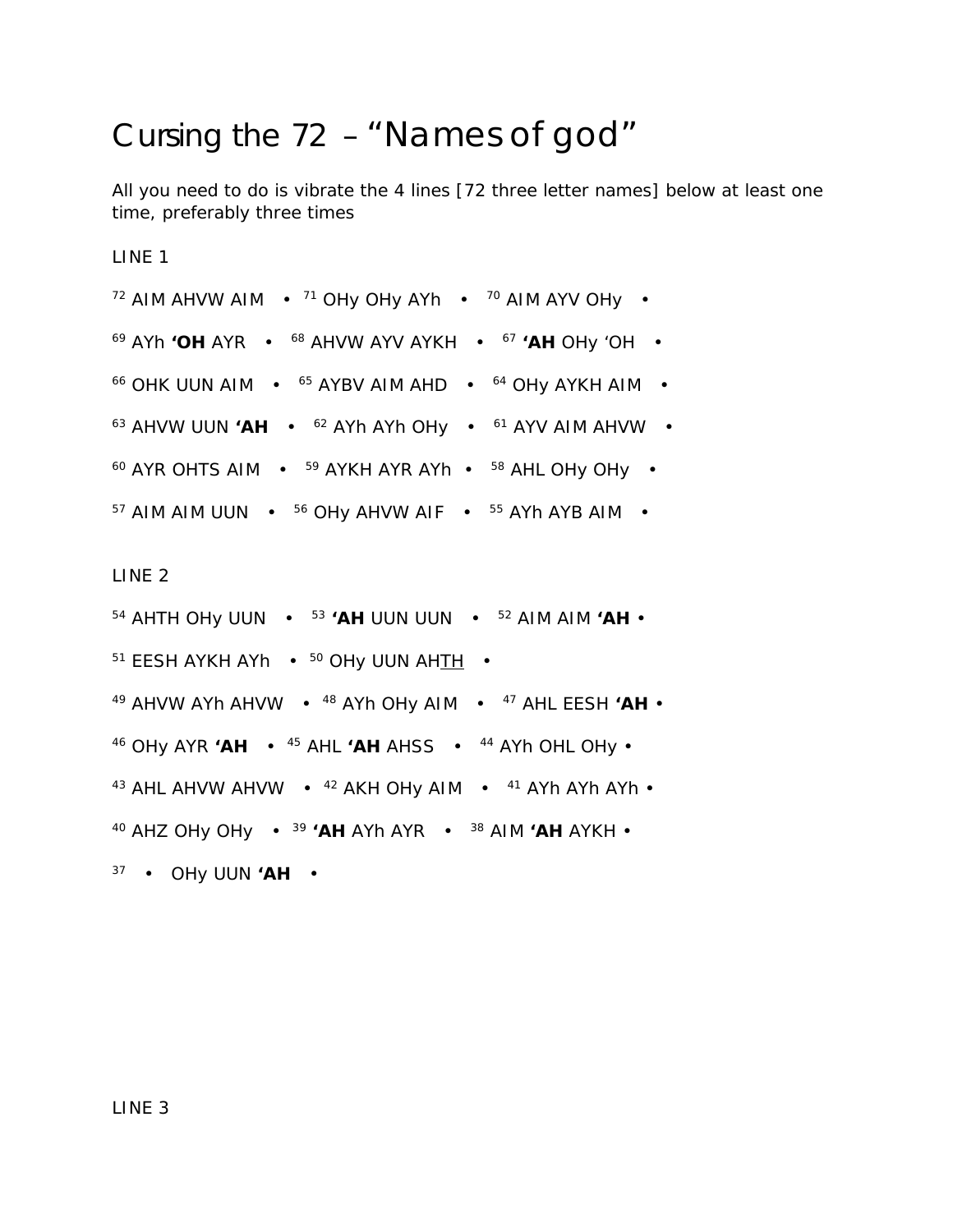# Cursing the 72 – "Names of god"

All you need to do is vibrate the 4 lines [72 three letter names] below at least one time, preferably three times

LINE 1

[72] AIM AHVW AIM • [71] OHy OHy AYh • [70] AIM AYV OHy •

[69] AYh **'OH** AYR • [68] AHVW AYV AYKH • [67] **'AH** OHy 'OH •

[66] OHK UUN AIM • [65] AYBV AIM AHD • [64] OHy AYKH AIM •

[63] AHVW UUN **'AH** • [62] AYh AYh OHy • [61] AYV AIM AHVW •

[60] AYR OHTS AIM • [59] AYKH AYR AYh • [58] AHL OHy OHy •

[57] AIM AIM UUN • [56] OHy AHVW AIF • [55] AYh AYB AIM •

LINE 2

[54] AHTH OHy UUN • [53] **'AH** UUN UUN • [52] AIM AIM **'AH** •

[51] EESH AYKH AYh • [50] OHy UUN AH<u>TH</u> •

[49] AHVW AYh AHVW • [48] AYh OHy AIM • [47] AHL EESH **'AH** •

[46] OHy AYR **'AH** • [45] AHL **'AH** AHSS • [44] AYh OHL OHy •

[43] AHL AHVW AHVW • [42] AKH OHy AIM • [41] AYh AYh AYh •

[40] AHZ OHy OHy • [39] **'AH** AYh AYR • [38] AIM **'AH** AYKH •

[37] • OHy UUN **'AH** •

LINE 3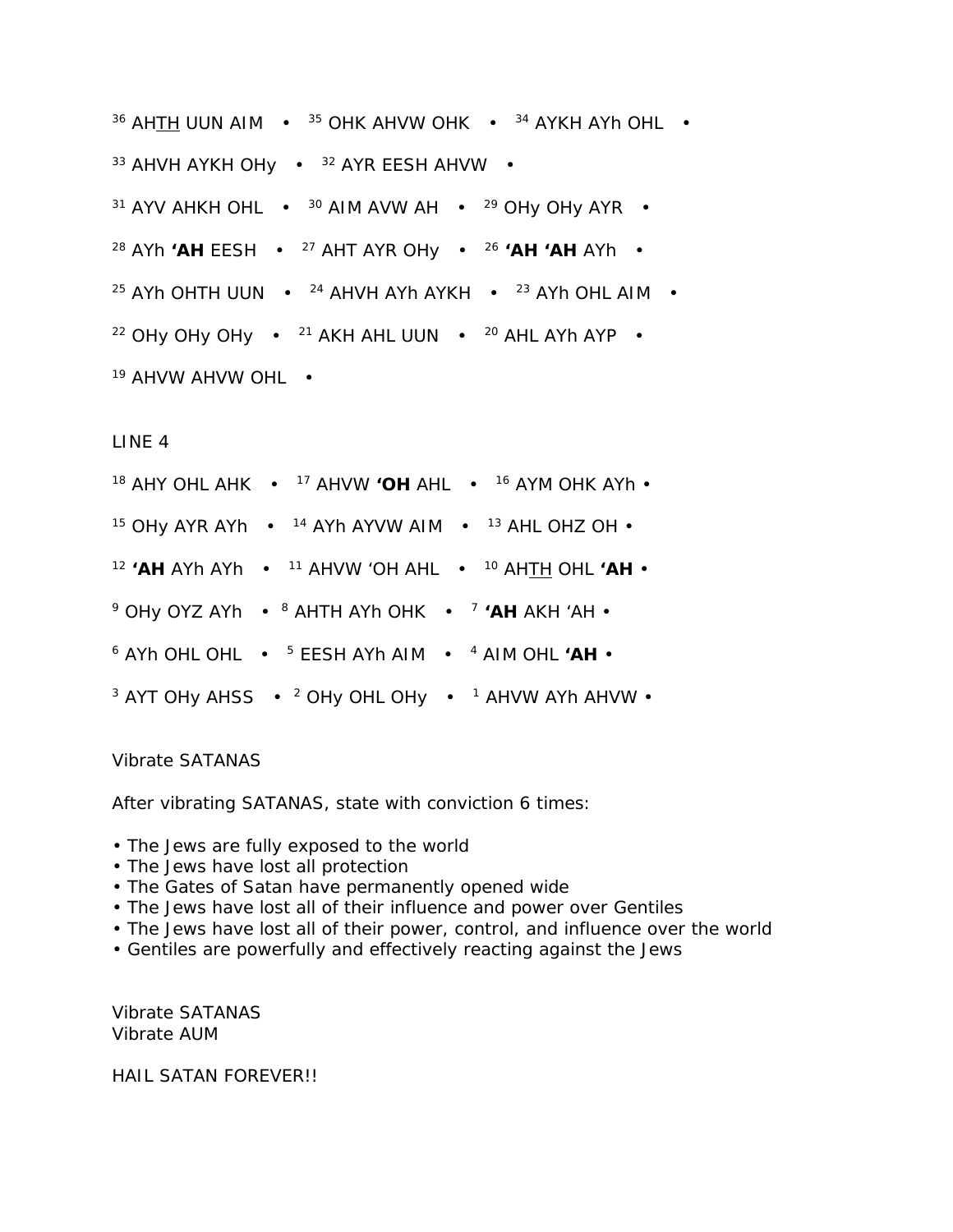36 AHTH UUN AIM • 35 OHK AHVW OHK • 34 AYKH AYh OHL •

33 AHVH AYKH OHy • 32 AYR EESH AHVW •

31 AYV AHKH OHL • 30 AIM AVW AH • 29 OHy OHy AYR •

28 AYh **'AH** EESH • 27 AHT AYR OHy • 26 **'AH 'AH** AYh •

25 AYh OHTH UUN • 24 AHVH AYh AYKH • 23 AYh OHL AIM •

22 OHy OHy OHy • 21 AKH AHL UUN • 20 AHL AYh AYP •

19 AHVW AHVW OHL •

LINE 4

18 AHY OHL AHK • 17 AHVW **'OH** AHL • 16 AYM OHK AYh •

15 OHy AYR AYh • 14 AYh AYVW AIM • 13 AHL OHZ OH •

12 **'AH** AYh AYh • 11 AHVW 'OH AHL • 10 AHTH OHL **'AH** •

9 OHy OYZ AYh • 8 AHTH AYh OHK • 7 **'AH** AKH 'AH •

6 AYh OHL OHL • 5 EESH AYh AIM • 4 AIM OHL **'AH** •

3 AYT OHy AHSS • 2 OHy OHL OHy • 1 AHVW AYh AHVW •

Vibrate SATANAS

After vibrating SATANAS, state with conviction 6 times:

- The Jews are fully exposed to the world
- The Jews have lost all protection
- The Gates of Satan have permanently opened wide
- The Jews have lost all of their influence and power over Gentiles
- The Jews have lost all of their power, control, and influence over the world
- Gentiles are powerfully and effectively reacting against the Jews

Vibrate SATANAS
Vibrate AUM

HAIL SATAN FOREVER!!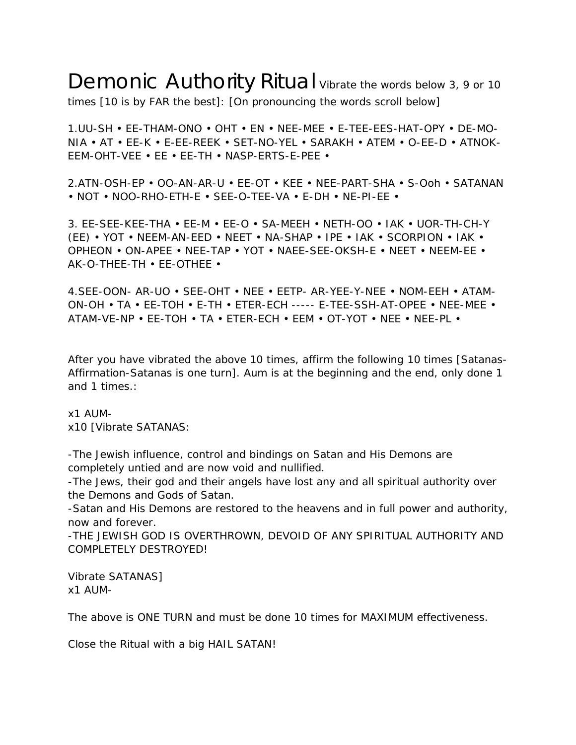# Demonic Authority Ritual

Vibrate the words below 3, 9 or 10 times [10 is by FAR the best]: [On pronouncing the words scroll below]

1.UU-SH • EE-THAM-ONO • OHT • EN • NEE-MEE • E-TEE-EES-HAT-OPY • DE-MO-NIA • AT • EE-K • E-EE-REEK • SET-NO-YEL • SARAKH • ATEM • O-EE-D • ATNOK-EEM-OHT-VEE • EE • EE-TH • NASP-ERTS-E-PEE •

2.ATN-OSH-EP • OO-AN-AR-U • EE-OT • KEE • NEE-PART-SHA • S-Ooh • SATANAN • NOT • NOO-RHO-ETH-E • SEE-O-TEE-VA • E-DH • NE-PI-EE •

3. EE-SEE-KEE-THA • EE-M • EE-O • SA-MEEH • NETH-OO • IAK • UOR-TH-CH-Y (EE) • YOT • NEEM-AN-EED • NEET • NA-SHAP • IPE • IAK • SCORPION • IAK • OPHEON • ON-APEE • NEE-TAP • YOT • NAEE-SEE-OKSH-E • NEET • NEEM-EE • AK-O-THEE-TH • EE-OTHEE •

4.SEE-OON- AR-UO • SEE-OHT • NEE • EETP- AR-YEE-Y-NEE • NOM-EEH • ATAM-ON-OH • TA • EE-TOH • E-TH • ETER-ECH ----- E-TEE-SSH-AT-OPEE • NEE-MEE • ATAM-VE-NP • EE-TOH • TA • ETER-ECH • EEM • OT-YOT • NEE • NEE-PL •

After you have vibrated the above 10 times, affirm the following 10 times [Satanas-Affirmation-Satanas is one turn]. Aum is at the beginning and the end, only done 1 and 1 times.:

x1 AUM-
x10 [Vibrate SATANAS:

-The Jewish influence, control and bindings on Satan and His Demons are completely untied and are now void and nullified.
-The Jews, their god and their angels have lost any and all spiritual authority over the Demons and Gods of Satan.
-Satan and His Demons are restored to the heavens and in full power and authority, now and forever.
-THE JEWISH GOD IS OVERTHROWN, DEVOID OF ANY SPIRITUAL AUTHORITY AND COMPLETELY DESTROYED!

Vibrate SATANAS]
x1 AUM-

The above is ONE TURN and must be done 10 times for MAXIMUM effectiveness.

Close the Ritual with a big HAIL SATAN!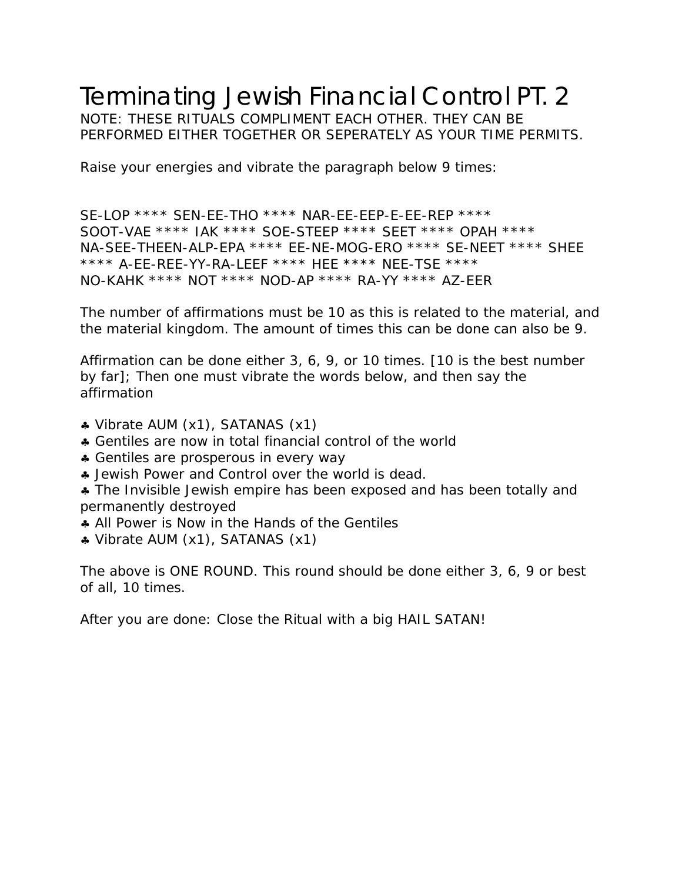# Terminating Jewish Financial Control PT. 2

NOTE: THESE RITUALS COMPLIMENT EACH OTHER. THEY CAN BE PERFORMED EITHER TOGETHER OR SEPERATELY AS YOUR TIME PERMITS.

Raise your energies and vibrate the paragraph below 9 times:

SE-LOP **** SEN-EE-THO **** NAR-EE-EEP-E-EE-REP **** SOOT-VAE **** IAK **** SOE-STEEP **** SEET **** OPAH **** NA-SEE-THEEN-ALP-EPA **** EE-NE-MOG-ERO **** SE-NEET **** SHEE **** A-EE-REE-YY-RA-LEEF **** HEE **** NEE-TSE **** NO-KAHK **** NOT **** NOD-AP **** RA-YY **** AZ-EER

The number of affirmations must be 10 as this is related to the material, and the material kingdom. The amount of times this can be done can also be 9.

Affirmation can be done either 3, 6, 9, or 10 times. [10 is the best number by far]; Then one must vibrate the words below, and then say the affirmation

- ♣ Vibrate AUM (x1), SATANAS (x1)
- ♣ Gentiles are now in total financial control of the world
- ♣ Gentiles are prosperous in every way
- ♣ Jewish Power and Control over the world is dead.
- ♣ The Invisible Jewish empire has been exposed and has been totally and permanently destroyed
- ♣ All Power is Now in the Hands of the Gentiles
- ♣ Vibrate AUM (x1), SATANAS (x1)

The above is ONE ROUND. This round should be done either 3, 6, 9 or best of all, 10 times.

After you are done: Close the Ritual with a big HAIL SATAN!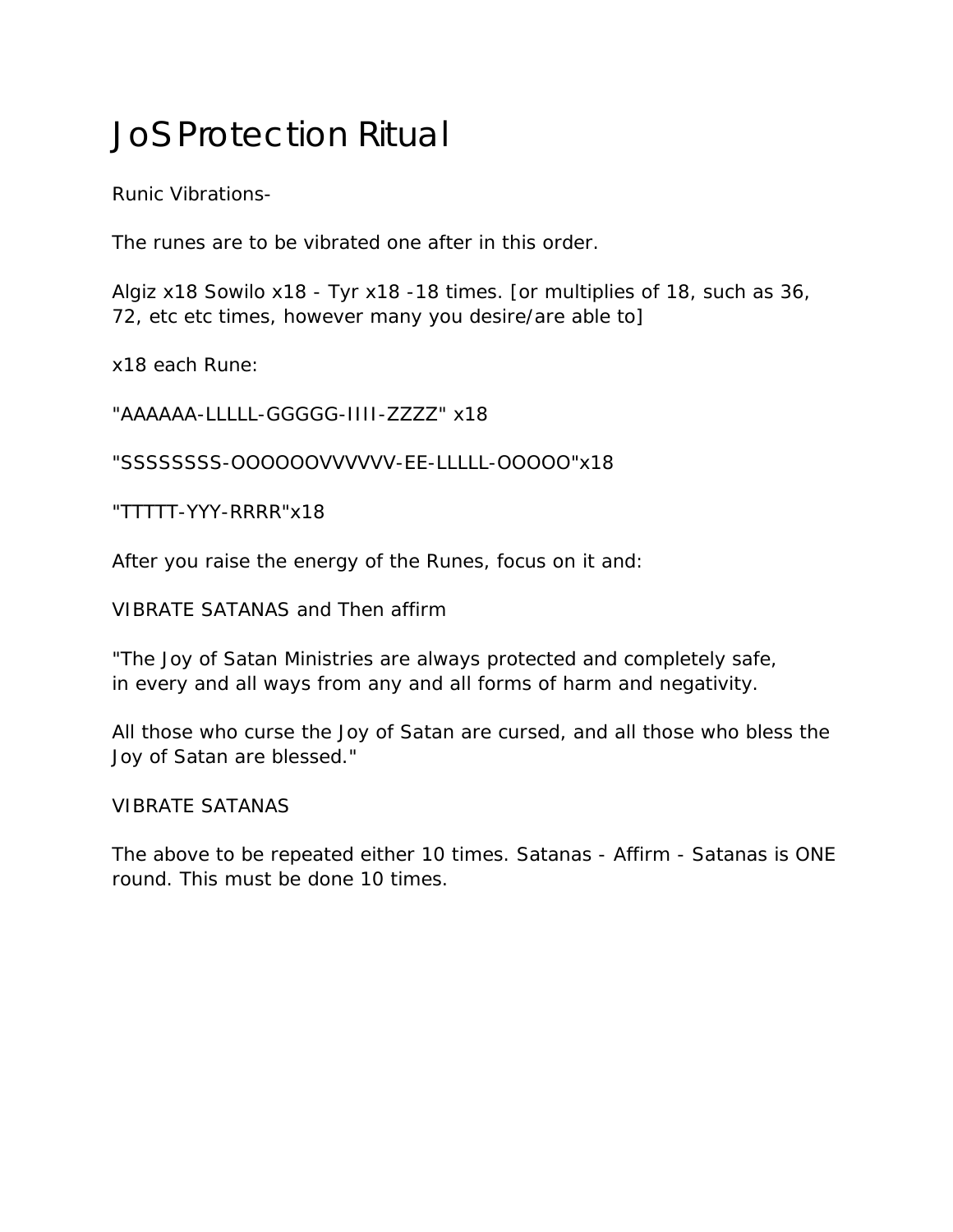# JoS Protection Ritual

Runic Vibrations-

The runes are to be vibrated one after in this order.

Algiz x18 Sowilo x18 - Tyr x18 -18 times. [or multiplies of 18, such as 36, 72, etc etc times, however many you desire/are able to]

x18 each Rune:

"AAAAAA-LLLLL-GGGGG-IIII-ZZZZ" x18

"SSSSSSSS-OOOOOOVVVVVV-EE-LLLLL-OOOOO"x18

"TTTTT-YYY-RRRR"x18

After you raise the energy of the Runes, focus on it and:

VIBRATE SATANAS and Then affirm

"The Joy of Satan Ministries are always protected and completely safe, in every and all ways from any and all forms of harm and negativity.

All those who curse the Joy of Satan are cursed, and all those who bless the Joy of Satan are blessed."

VIBRATE SATANAS

The above to be repeated either 10 times. Satanas - Affirm - Satanas is ONE round. This must be done 10 times.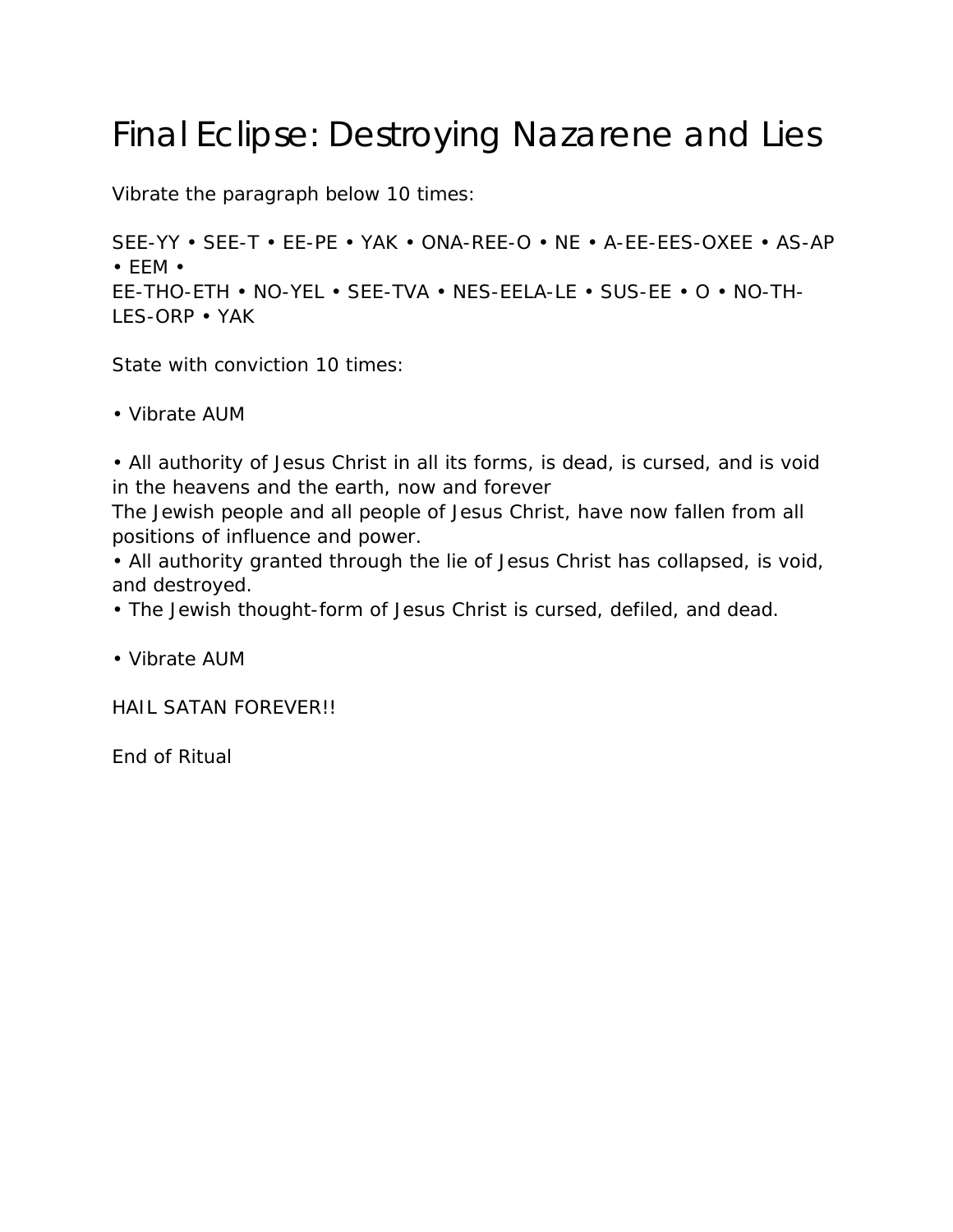# Final Eclipse: Destroying Nazarene and Lies

Vibrate the paragraph below 10 times:

SEE-YY • SEE-T • EE-PE • YAK • ONA-REE-O • NE • A-EE-EES-OXEE • AS-AP • EEM •
EE-THO-ETH • NO-YEL • SEE-TVA • NES-EELA-LE • SUS-EE • O • NO-TH-LES-ORP • YAK

State with conviction 10 times:

• Vibrate AUM

• All authority of Jesus Christ in all its forms, is dead, is cursed, and is void in the heavens and the earth, now and forever
The Jewish people and all people of Jesus Christ, have now fallen from all positions of influence and power.
• All authority granted through the lie of Jesus Christ has collapsed, is void, and destroyed.
• The Jewish thought-form of Jesus Christ is cursed, defiled, and dead.

• Vibrate AUM

HAIL SATAN FOREVER!!

End of Ritual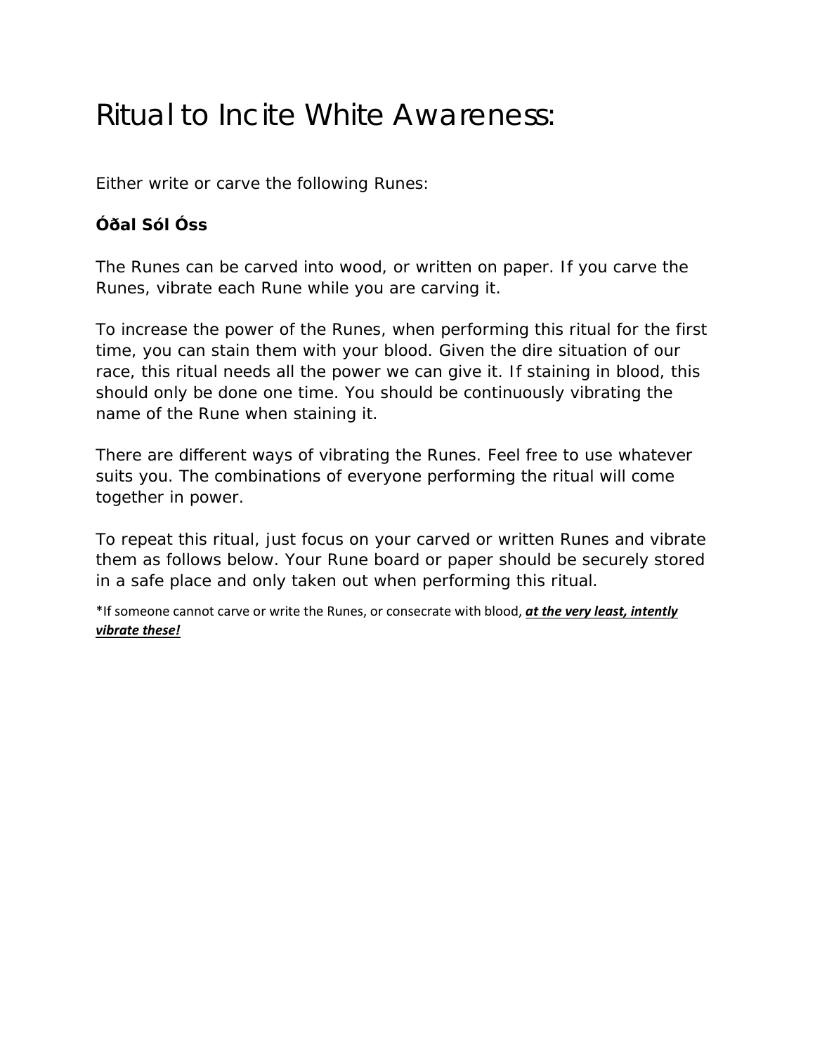# Ritual to Incite White Awareness:

Either write or carve the following Runes:

**Óðal Sól Óss**

The Runes can be carved into wood, or written on paper. If you carve the Runes, vibrate each Rune while you are carving it.

To increase the power of the Runes, when performing this ritual for the first time, you can stain them with your blood. Given the dire situation of our race, this ritual needs all the power we can give it. If staining in blood, this should only be done one time. You should be continuously vibrating the name of the Rune when staining it.

There are different ways of vibrating the Runes. Feel free to use whatever suits you. The combinations of everyone performing the ritual will come together in power.

To repeat this ritual, just focus on your carved or written Runes and vibrate them as follows below. Your Rune board or paper should be securely stored in a safe place and only taken out when performing this ritual.

*If someone cannot carve or write the Runes, or consecrate with blood, ***at the very least, intently vibrate these!***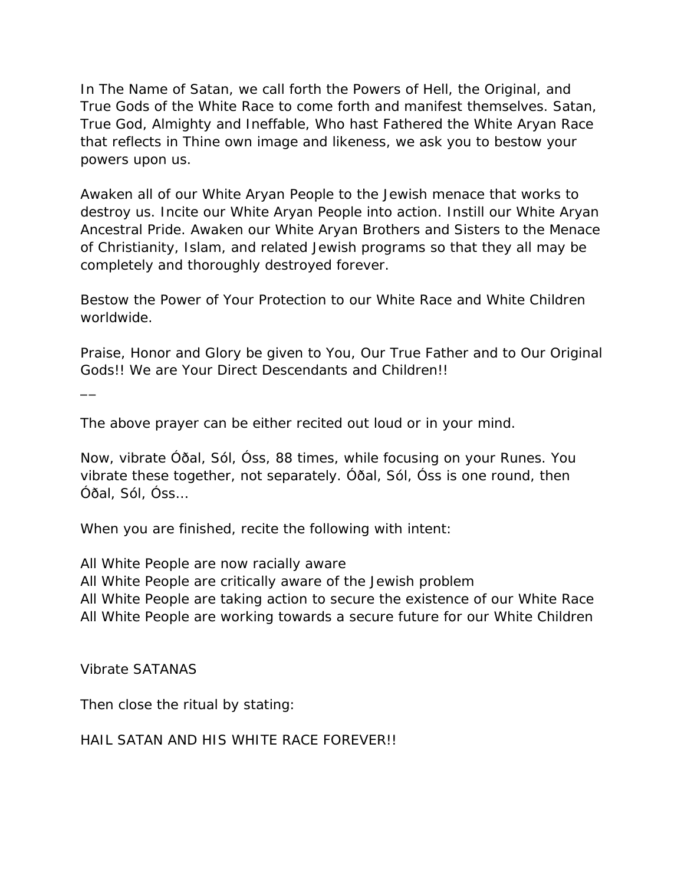In The Name of Satan, we call forth the Powers of Hell, the Original, and True Gods of the White Race to come forth and manifest themselves. Satan, True God, Almighty and Ineffable, Who hast Fathered the White Aryan Race that reflects in Thine own image and likeness, we ask you to bestow your powers upon us.

Awaken all of our White Aryan People to the Jewish menace that works to destroy us. Incite our White Aryan People into action. Instill our White Aryan Ancestral Pride. Awaken our White Aryan Brothers and Sisters to the Menace of Christianity, Islam, and related Jewish programs so that they all may be completely and thoroughly destroyed forever.

Bestow the Power of Your Protection to our White Race and White Children worldwide.

Praise, Honor and Glory be given to You, Our True Father and to Our Original Gods!! We are Your Direct Descendants and Children!!

—

The above prayer can be either recited out loud or in your mind.

Now, vibrate Óðal, Sól, Óss, 88 times, while focusing on your Runes. You vibrate these together, not separately. Óðal, Sól, Óss is one round, then Óðal, Sól, Óss…

When you are finished, recite the following with intent:

All White People are now racially aware
All White People are critically aware of the Jewish problem
All White People are taking action to secure the existence of our White Race
All White People are working towards a secure future for our White Children

Vibrate SATANAS

Then close the ritual by stating:

HAIL SATAN AND HIS WHITE RACE FOREVER!!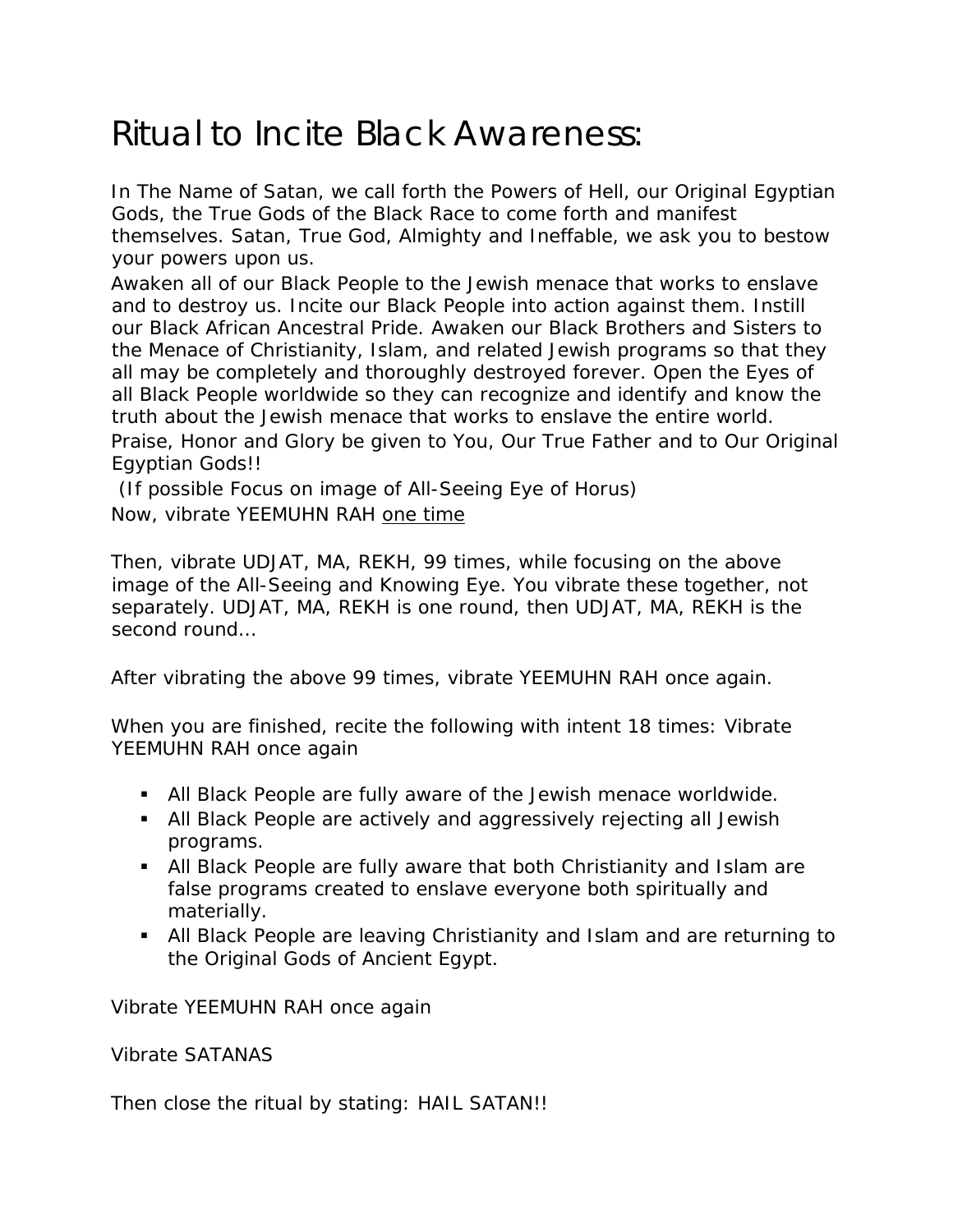# Ritual to Incite Black Awareness:

In The Name of Satan, we call forth the Powers of Hell, our Original Egyptian Gods, the True Gods of the Black Race to come forth and manifest themselves. Satan, True God, Almighty and Ineffable, we ask you to bestow your powers upon us.

Awaken all of our Black People to the Jewish menace that works to enslave and to destroy us. Incite our Black People into action against them. Instill our Black African Ancestral Pride. Awaken our Black Brothers and Sisters to the Menace of Christianity, Islam, and related Jewish programs so that they all may be completely and thoroughly destroyed forever. Open the Eyes of all Black People worldwide so they can recognize and identify and know the truth about the Jewish menace that works to enslave the entire world.

Praise, Honor and Glory be given to You, Our True Father and to Our Original Egyptian Gods!!

(If possible Focus on image of All-Seeing Eye of Horus)

Now, vibrate YEEMUHN RAH <u>one time</u>

Then, vibrate UDJAT, MA, REKH, 99 times, while focusing on the above image of the All-Seeing and Knowing Eye. You vibrate these together, not separately. UDJAT, MA, REKH is one round, then UDJAT, MA, REKH is the second round…

After vibrating the above 99 times, vibrate YEEMUHN RAH once again.

When you are finished, recite the following with intent 18 times: Vibrate YEEMUHN RAH once again

- All Black People are fully aware of the Jewish menace worldwide.
- All Black People are actively and aggressively rejecting all Jewish programs.
- All Black People are fully aware that both Christianity and Islam are false programs created to enslave everyone both spiritually and materially.
- All Black People are leaving Christianity and Islam and are returning to the Original Gods of Ancient Egypt.

Vibrate YEEMUHN RAH once again

Vibrate SATANAS

Then close the ritual by stating: HAIL SATAN!!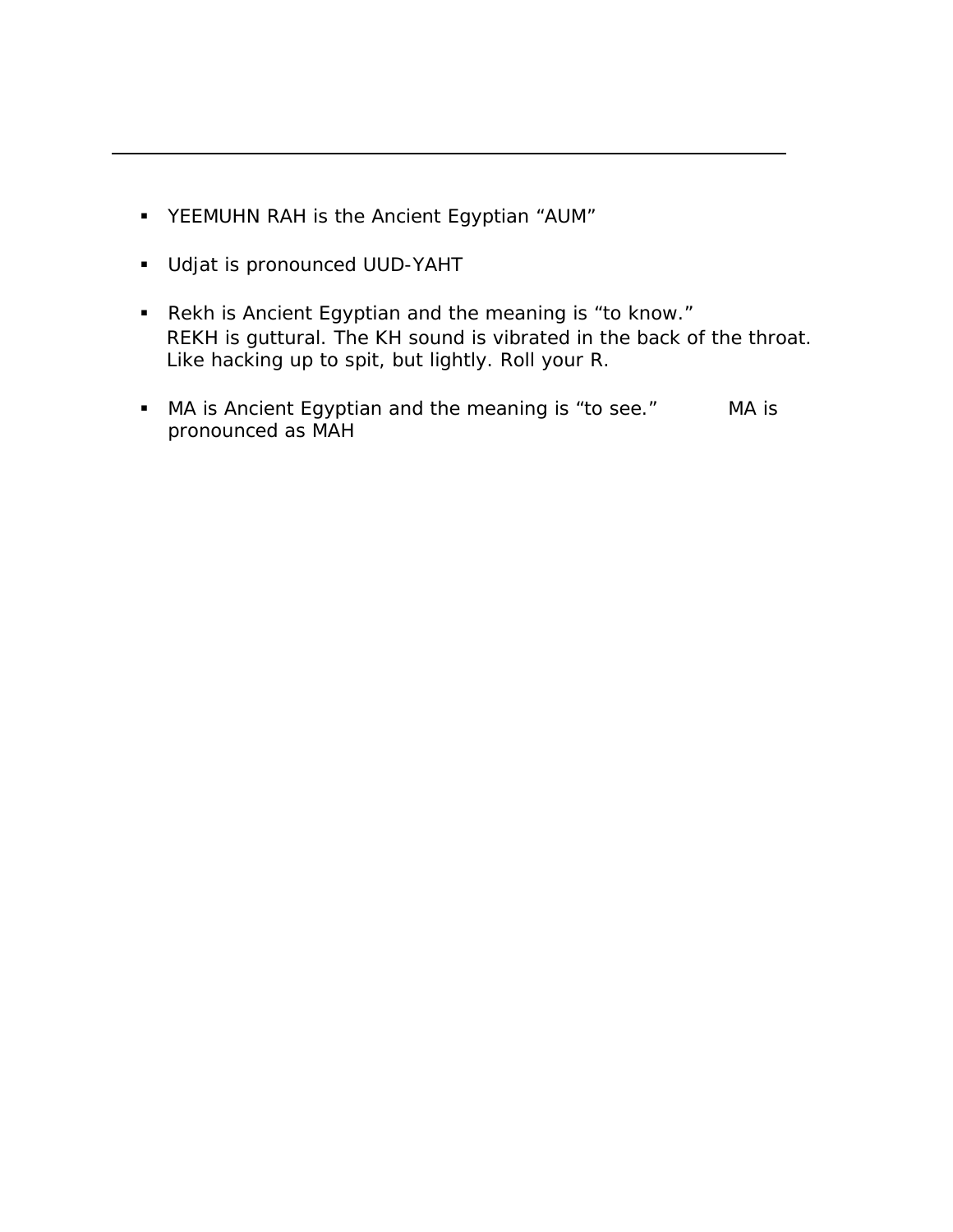---

- YEEMUHN RAH is the Ancient Egyptian “AUM”

- Udjat is pronounced UUD-YAHT

- Rekh is Ancient Egyptian and the meaning is “to know.”
  REKH is guttural. The KH sound is vibrated in the back of the throat. Like hacking up to spit, but lightly. Roll your R.

- MA is Ancient Egyptian and the meaning is “to see.” MA is pronounced as MAH